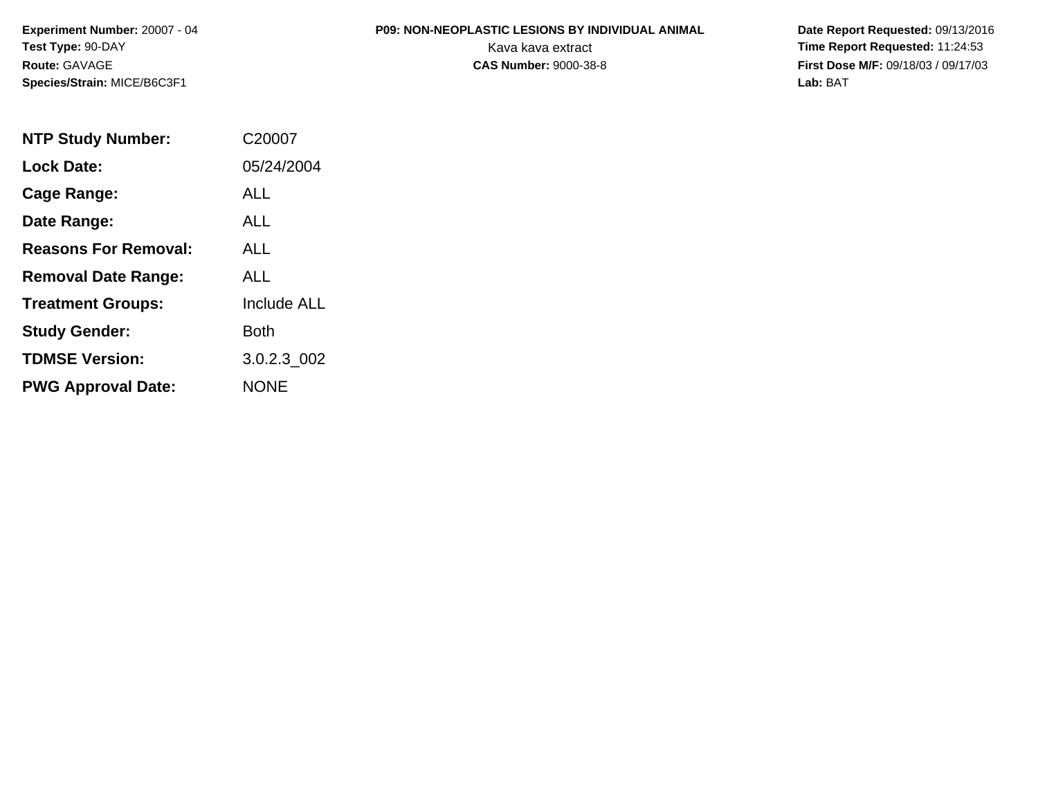**Experiment Number:** 20007 - 04
**Test Type:** 90-DAY
**Route:** GAVAGE
**Species/Strain:** MICE/B6C3F1

**P09: NON-NEOPLASTIC LESIONS BY INDIVIDUAL ANIMAL**
Kava kava extract
**CAS Number:** 9000-38-8

**Date Report Requested:** 09/13/2016
**Time Report Requested:** 11:24:53
**First Dose M/F:** 09/18/03 / 09/17/03
**Lab:** BAT

| | |
|---|---|
| **NTP Study Number:** | C20007 |
| **Lock Date:** | 05/24/2004 |
| **Cage Range:** | ALL |
| **Date Range:** | ALL |
| **Reasons For Removal:** | ALL |
| **Removal Date Range:** | ALL |
| **Treatment Groups:** | Include ALL |
| **Study Gender:** | Both |
| **TDMSE Version:** | 3.0.2.3_002 |
| **PWG Approval Date:** | NONE |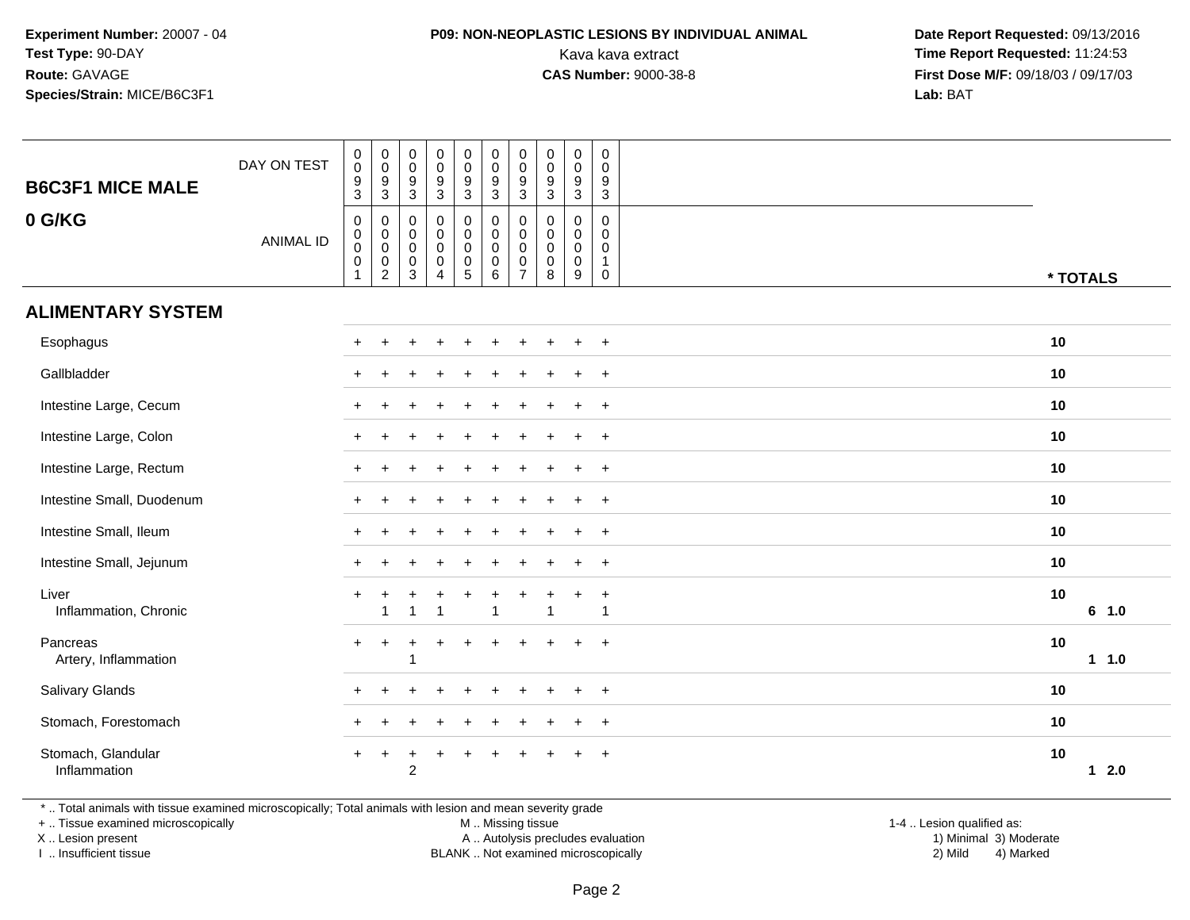**Experiment Number:** 20007 - 04
**Test Type:** 90-DAY
**Route:** GAVAGE
**Species/Strain:** MICE/B6C3F1

**P09: NON-NEOPLASTIC LESIONS BY INDIVIDUAL ANIMAL**
Kava kava extract
**CAS Number:** 9000-38-8

**Date Report Requested:** 09/13/2016
**Time Report Requested:** 11:24:53
**First Dose M/F:** 09/18/03 / 09/17/03
**Lab:** BAT

| B6C3F1 MICE MALE / 0 G/KG | | | | | | | | | | | | |
|---|---|---|---|---|---|---|---|---|---|---|---|---|
| DAY ON TEST | 0093 | 0093 | 0093 | 0093 | 0093 | 0093 | 0093 | 0093 | 0093 | 0093 | | |
| ANIMAL ID | 00001 | 00002 | 00003 | 00004 | 00005 | 00006 | 00007 | 00008 | 00009 | 00010 | * TOTALS | |
| **ALIMENTARY SYSTEM** | | | | | | | | | | | | |
| Esophagus | + | + | + | + | + | + | + | + | + | + | 10 | |
| Gallbladder | + | + | + | + | + | + | + | + | + | + | 10 | |
| Intestine Large, Cecum | + | + | + | + | + | + | + | + | + | + | 10 | |
| Intestine Large, Colon | + | + | + | + | + | + | + | + | + | + | 10 | |
| Intestine Large, Rectum | + | + | + | + | + | + | + | + | + | + | 10 | |
| Intestine Small, Duodenum | + | + | + | + | + | + | + | + | + | + | 10 | |
| Intestine Small, Ileum | + | + | + | + | + | + | + | + | + | + | 10 | |
| Intestine Small, Jejunum | + | + | + | + | + | + | + | + | + | + | 10 | |
| Liver | + | + | + | + | + | + | + | + | + | + | 10 | |
| Inflammation, Chronic | | 1 | 1 | 1 | | 1 | | 1 | | 1 | | 6 1.0 |
| Pancreas | + | + | + | + | + | + | + | + | + | + | 10 | |
| Artery, Inflammation | | | 1 | | | | | | | | | 1 1.0 |
| Salivary Glands | + | + | + | + | + | + | + | + | + | + | 10 | |
| Stomach, Forestomach | + | + | + | + | + | + | + | + | + | + | 10 | |
| Stomach, Glandular | + | + | + | + | + | + | + | + | + | + | 10 | |
| Inflammation | | | 2 | | | | | | | | | 1 2.0 |

\* .. Total animals with tissue examined microscopically; Total animals with lesion and mean severity grade
\+ .. Tissue examined microscopically
X .. Lesion present
I .. Insufficient tissue

M .. Missing tissue
A .. Autolysis precludes evaluation
BLANK .. Not examined microscopically

1-4 .. Lesion qualified as:
1) Minimal 3) Moderate
2) Mild 4) Marked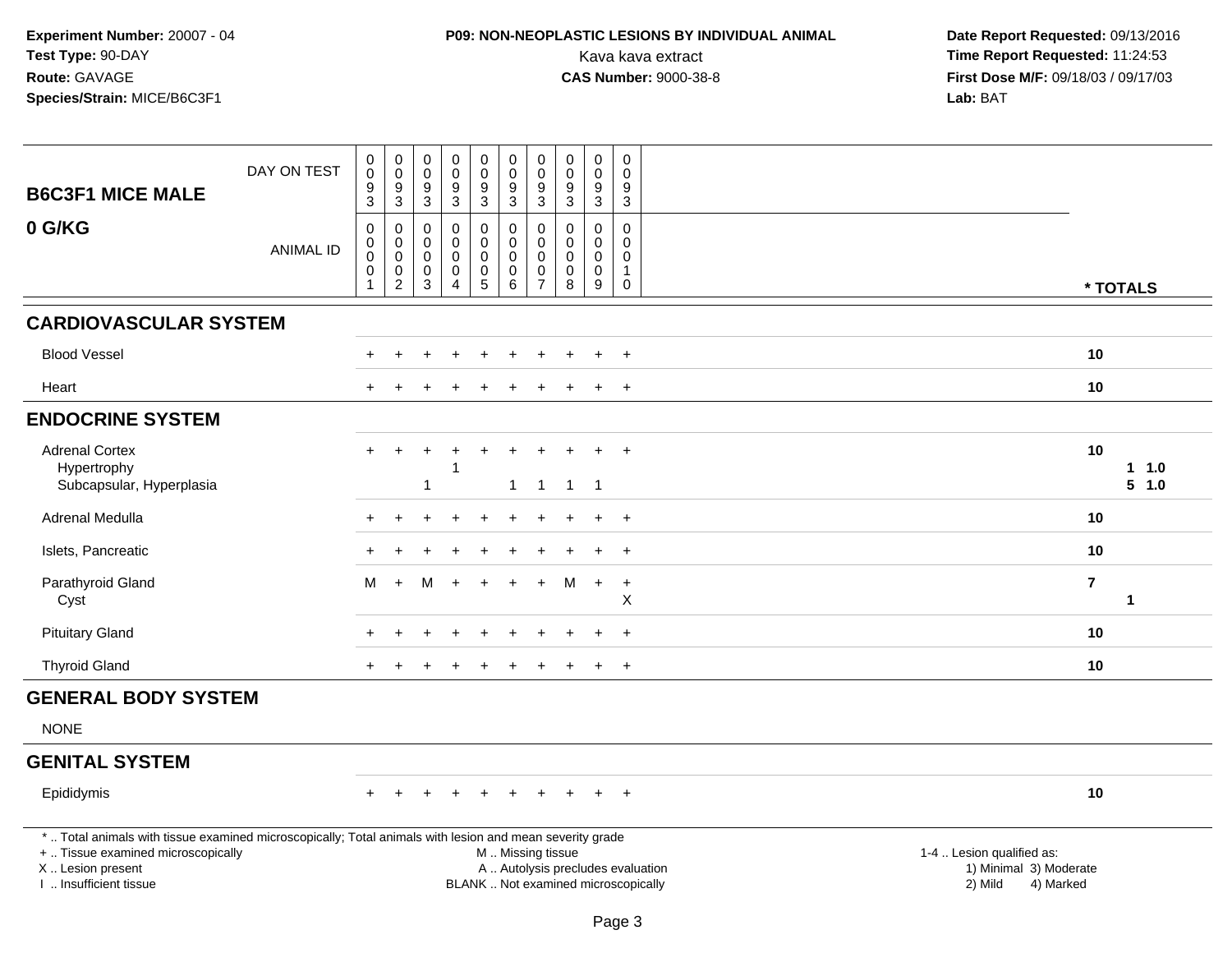**Experiment Number:** 20007 - 04
**Test Type:** 90-DAY
**Route:** GAVAGE
**Species/Strain:** MICE/B6C3F1

**P09: NON-NEOPLASTIC LESIONS BY INDIVIDUAL ANIMAL**
Kava kava extract
**CAS Number:** 9000-38-8

**Date Report Requested:** 09/13/2016
**Time Report Requested:** 11:24:53
**First Dose M/F:** 09/18/03 / 09/17/03
**Lab:** BAT

| B6C3F1 MICE MALE | | | | | | | | | | | | |
|---|---|---|---|---|---|---|---|---|---|---|---|---|
| DAY ON TEST | 0093 | 0093 | 0093 | 0093 | 0093 | 0093 | 0093 | 0093 | 0093 | 0093 | | |
| **0 G/KG** ANIMAL ID | 00001 | 00002 | 00003 | 00004 | 00005 | 00006 | 00007 | 00008 | 00009 | 00010 | * TOTALS | |
| **CARDIOVASCULAR SYSTEM** | | | | | | | | | | | | |
| Blood Vessel | + | + | + | + | + | + | + | + | + | + | 10 | |
| Heart | + | + | + | + | + | + | + | + | + | + | 10 | |
| **ENDOCRINE SYSTEM** | | | | | | | | | | | | |
| Adrenal Cortex | + | + | + | + | + | + | + | + | + | + | 10 | |
| Hypertrophy | | | | 1 | | | | | | | | 1 1.0 |
| Subcapsular, Hyperplasia | | | 1 | | | 1 | 1 | 1 | 1 | | | 5 1.0 |
| Adrenal Medulla | + | + | + | + | + | + | + | + | + | + | 10 | |
| Islets, Pancreatic | + | + | + | + | + | + | + | + | + | + | 10 | |
| Parathyroid Gland | M | + | M | + | + | + | + | M | + | + | 7 | |
| Cyst | | | | | | | | | | X | | 1 |
| Pituitary Gland | + | + | + | + | + | + | + | + | + | + | 10 | |
| Thyroid Gland | + | + | + | + | + | + | + | + | + | + | 10 | |
| **GENERAL BODY SYSTEM** | | | | | | | | | | | | |
| NONE | | | | | | | | | | | | |
| **GENITAL SYSTEM** | | | | | | | | | | | | |
| Epididymis | + | + | + | + | + | + | + | + | + | + | 10 | |

* .. Total animals with tissue examined microscopically; Total animals with lesion and mean severity grade
+ .. Tissue examined microscopically
X .. Lesion present
I .. Insufficient tissue

M .. Missing tissue
A .. Autolysis precludes evaluation
BLANK .. Not examined microscopically

1-4 .. Lesion qualified as:
1) Minimal 3) Moderate
2) Mild 4) Marked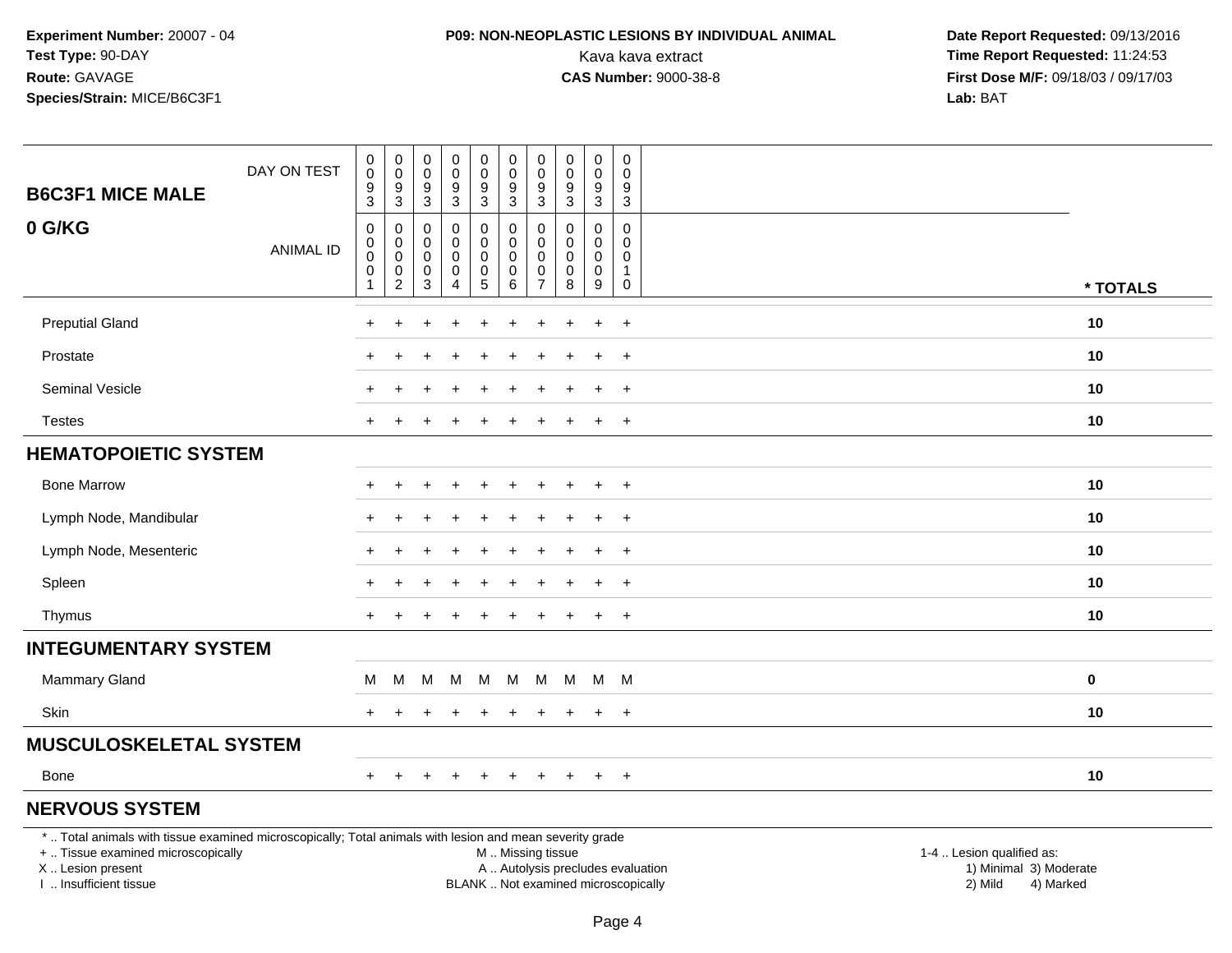**Experiment Number:** 20007 - 04
**Test Type:** 90-DAY
**Route:** GAVAGE
**Species/Strain:** MICE/B6C3F1

**P09: NON-NEOPLASTIC LESIONS BY INDIVIDUAL ANIMAL**
Kava kava extract
**CAS Number:** 9000-38-8

**Date Report Requested:** 09/13/2016
**Time Report Requested:** 11:24:53
**First Dose M/F:** 09/18/03 / 09/17/03
**Lab:** BAT

| B6C3F1 MICE MALE — 0 G/KG | | | | | | | | | | | |
|---|---|---|---|---|---|---|---|---|---|---|---|
| DAY ON TEST | 0093 | 0093 | 0093 | 0093 | 0093 | 0093 | 0093 | 0093 | 0093 | 0093 | |
| ANIMAL ID | 00001 | 00002 | 00003 | 00004 | 00005 | 00006 | 00007 | 00008 | 00009 | 00010 | * TOTALS |
| Preputial Gland | + | + | + | + | + | + | + | + | + | + | 10 |
| Prostate | + | + | + | + | + | + | + | + | + | + | 10 |
| Seminal Vesicle | + | + | + | + | + | + | + | + | + | + | 10 |
| Testes | + | + | + | + | + | + | + | + | + | + | 10 |
| **HEMATOPOIETIC SYSTEM** | | | | | | | | | | | |
| Bone Marrow | + | + | + | + | + | + | + | + | + | + | 10 |
| Lymph Node, Mandibular | + | + | + | + | + | + | + | + | + | + | 10 |
| Lymph Node, Mesenteric | + | + | + | + | + | + | + | + | + | + | 10 |
| Spleen | + | + | + | + | + | + | + | + | + | + | 10 |
| Thymus | + | + | + | + | + | + | + | + | + | + | 10 |
| **INTEGUMENTARY SYSTEM** | | | | | | | | | | | |
| Mammary Gland | M | M | M | M | M | M | M | M | M | M | 0 |
| Skin | + | + | + | + | + | + | + | + | + | + | 10 |
| **MUSCULOSKELETAL SYSTEM** | | | | | | | | | | | |
| Bone | + | + | + | + | + | + | + | + | + | + | 10 |
| **NERVOUS SYSTEM** | | | | | | | | | | | |

\* .. Total animals with tissue examined microscopically; Total animals with lesion and mean severity grade
\+ .. Tissue examined microscopically
X .. Lesion present
I .. Insufficient tissue
M .. Missing tissue
A .. Autolysis precludes evaluation
BLANK .. Not examined microscopically
1-4 .. Lesion qualified as: 1) Minimal 2) Mild 3) Moderate 4) Marked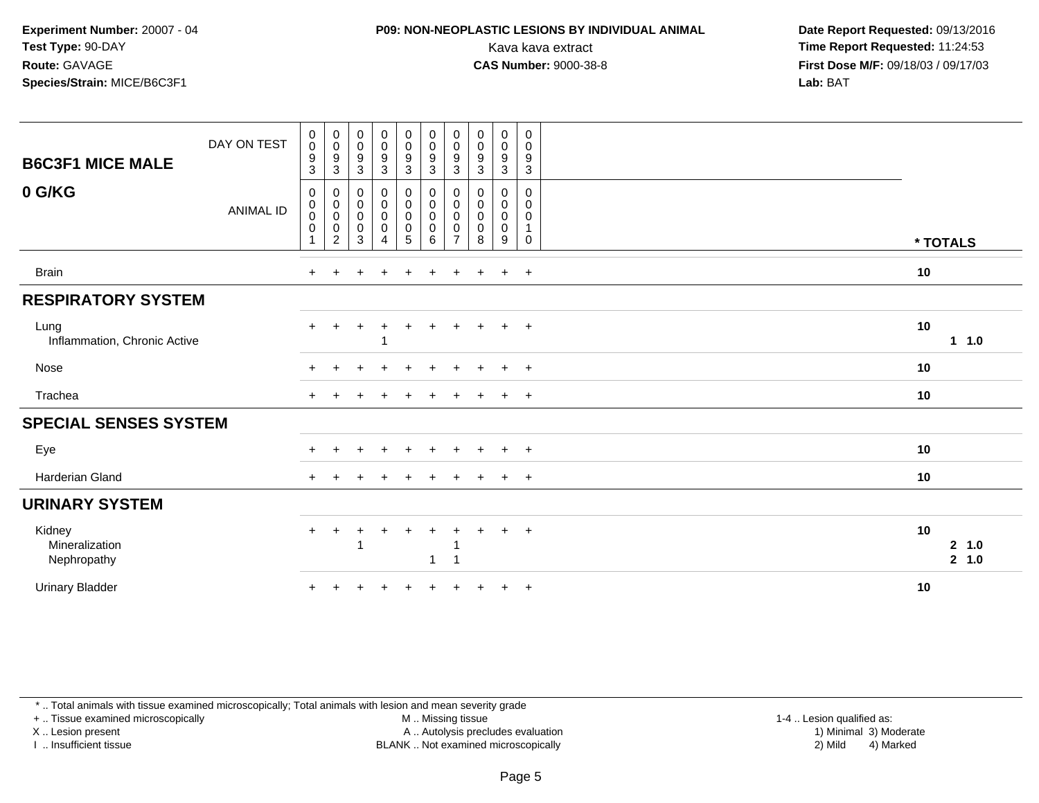**Experiment Number:** 20007 - 04
**Test Type:** 90-DAY
**Route:** GAVAGE
**Species/Strain:** MICE/B6C3F1

**P09: NON-NEOPLASTIC LESIONS BY INDIVIDUAL ANIMAL**
Kava kava extract
**CAS Number:** 9000-38-8

**Date Report Requested:** 09/13/2016
**Time Report Requested:** 11:24:53
**First Dose M/F:** 09/18/03 / 09/17/03
**Lab:** BAT

| B6C3F1 MICE MALE | | | | | | | | | | | |
|---|---|---|---|---|---|---|---|---|---|---|---|
| DAY ON TEST | 0093 | 0093 | 0093 | 0093 | 0093 | 0093 | 0093 | 0093 | 0093 | 0093 | |
| **0 G/KG** ANIMAL ID | 00001 | 00002 | 00003 | 00004 | 00005 | 00006 | 00007 | 00008 | 00009 | 00010 | * TOTALS |
| Brain | + | + | + | + | + | + | + | + | + | + | 10 |
| **RESPIRATORY SYSTEM** | | | | | | | | | | | |
| Lung | + | + | + | + | + | + | + | + | + | + | 10 |
| Inflammation, Chronic Active | | | | 1 | | | | | | | 1 1.0 |
| Nose | + | + | + | + | + | + | + | + | + | + | 10 |
| Trachea | + | + | + | + | + | + | + | + | + | + | 10 |
| **SPECIAL SENSES SYSTEM** | | | | | | | | | | | |
| Eye | + | + | + | + | + | + | + | + | + | + | 10 |
| Harderian Gland | + | + | + | + | + | + | + | + | + | + | 10 |
| **URINARY SYSTEM** | | | | | | | | | | | |
| Kidney | + | + | + | + | + | + | + | + | + | + | 10 |
| Mineralization | | | 1 | | | | 1 | | | | 2 1.0 |
| Nephropathy | | | | | | 1 | 1 | | | | 2 1.0 |
| Urinary Bladder | + | + | + | + | + | + | + | + | + | + | 10 |

* .. Total animals with tissue examined microscopically; Total animals with lesion and mean severity grade
+ .. Tissue examined microscopically
X .. Lesion present
I .. Insufficient tissue
M .. Missing tissue
A .. Autolysis precludes evaluation
BLANK .. Not examined microscopically
1-4 .. Lesion qualified as:
1) Minimal 3) Moderate
2) Mild 4) Marked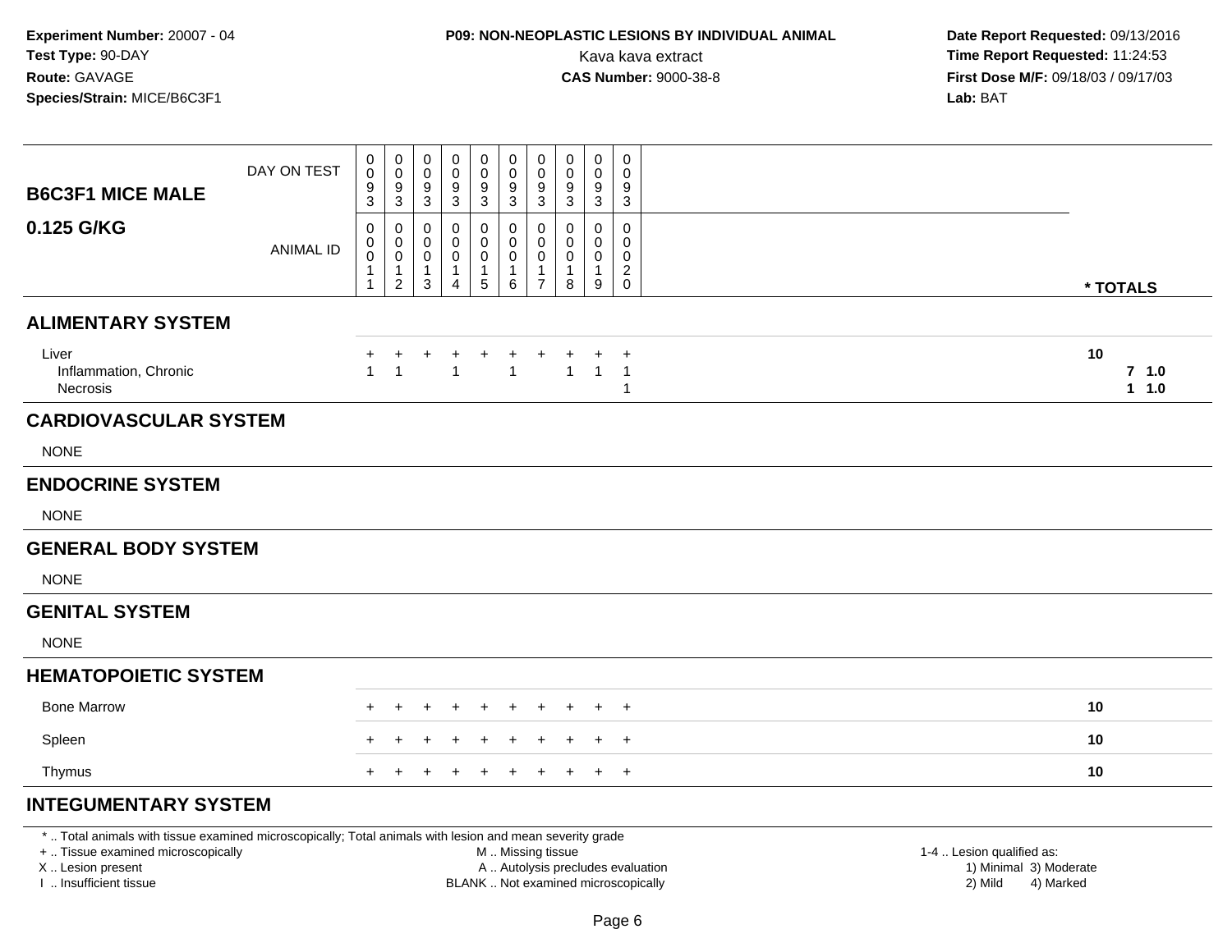**Experiment Number:** 20007 - 04
**Test Type:** 90-DAY
**Route:** GAVAGE
**Species/Strain:** MICE/B6C3F1

**P09: NON-NEOPLASTIC LESIONS BY INDIVIDUAL ANIMAL**
Kava kava extract
**CAS Number:** 9000-38-8

**Date Report Requested:** 09/13/2016
**Time Report Requested:** 11:24:53
**First Dose M/F:** 09/18/03 / 09/17/03
**Lab:** BAT

| B6C3F1 MICE MALE 0.125 G/KG | | | | | | | | | | | |
|---|---|---|---|---|---|---|---|---|---|---|---|
| DAY ON TEST | 0093 | 0093 | 0093 | 0093 | 0093 | 0093 | 0093 | 0093 | 0093 | 0093 | |
| ANIMAL ID | 00011 | 00012 | 00013 | 00014 | 00015 | 00016 | 00017 | 00018 | 00019 | 00020 | * TOTALS |
| **ALIMENTARY SYSTEM** | | | | | | | | | | | |
| Liver | + | + | + | + | + | + | + | + | + | + | 10 |
| Inflammation, Chronic | 1 | 1 | | 1 | | 1 | | 1 | 1 | 1 | 7 1.0 |
| Necrosis | | | | | | | | | | 1 | 1 1.0 |
| **CARDIOVASCULAR SYSTEM** | | | | | | | | | | | |
| NONE | | | | | | | | | | | |
| **ENDOCRINE SYSTEM** | | | | | | | | | | | |
| NONE | | | | | | | | | | | |
| **GENERAL BODY SYSTEM** | | | | | | | | | | | |
| NONE | | | | | | | | | | | |
| **GENITAL SYSTEM** | | | | | | | | | | | |
| NONE | | | | | | | | | | | |
| **HEMATOPOIETIC SYSTEM** | | | | | | | | | | | |
| Bone Marrow | + | + | + | + | + | + | + | + | + | + | 10 |
| Spleen | + | + | + | + | + | + | + | + | + | + | 10 |
| Thymus | + | + | + | + | + | + | + | + | + | + | 10 |
| **INTEGUMENTARY SYSTEM** | | | | | | | | | | | |

* .. Total animals with tissue examined microscopically; Total animals with lesion and mean severity grade
+ .. Tissue examined microscopically
X .. Lesion present
I .. Insufficient tissue
M .. Missing tissue
A .. Autolysis precludes evaluation
BLANK .. Not examined microscopically
1-4 .. Lesion qualified as: 1) Minimal 2) Mild 3) Moderate 4) Marked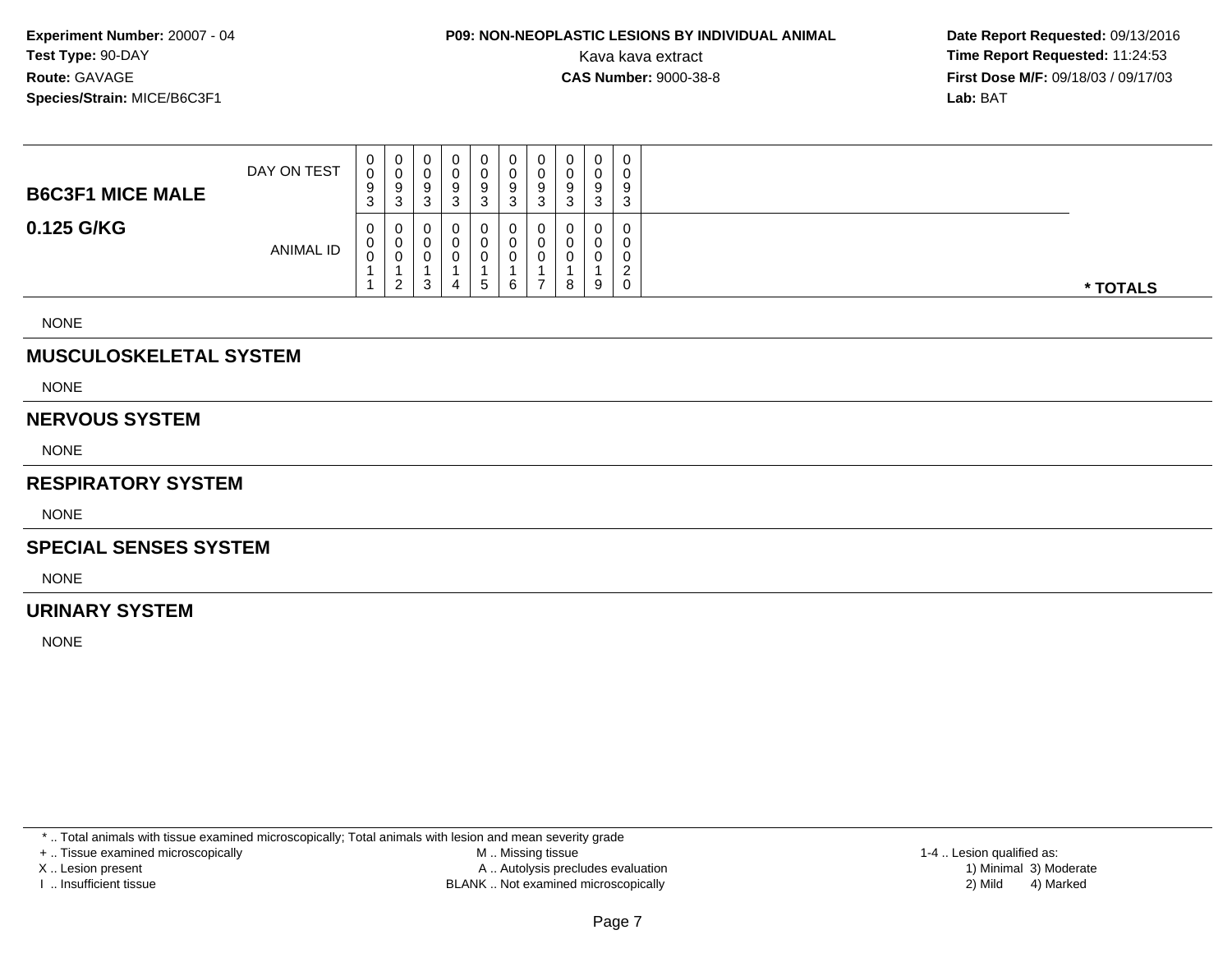**Experiment Number:** 20007 - 04
**Test Type:** 90-DAY
**Route:** GAVAGE
**Species/Strain:** MICE/B6C3F1

**P09: NON-NEOPLASTIC LESIONS BY INDIVIDUAL ANIMAL**
Kava kava extract
**CAS Number:** 9000-38-8

**Date Report Requested:** 09/13/2016
**Time Report Requested:** 11:24:53
**First Dose M/F:** 09/18/03 / 09/17/03
**Lab:** BAT

| **B6C3F1 MICE MALE** | | | | | | | | | | | |
|---|---|---|---|---|---|---|---|---|---|---|---|
| DAY ON TEST | 0093 | 0093 | 0093 | 0093 | 0093 | 0093 | 0093 | 0093 | 0093 | 0093 | |
| **0.125 G/KG** ANIMAL ID | 00011 | 00012 | 00013 | 00014 | 00015 | 00016 | 00017 | 00018 | 00019 | 00020 | *** TOTALS** |

NONE

## MUSCULOSKELETAL SYSTEM

NONE

## NERVOUS SYSTEM

NONE

## RESPIRATORY SYSTEM

NONE

## SPECIAL SENSES SYSTEM

NONE

## URINARY SYSTEM

NONE

\* .. Total animals with tissue examined microscopically; Total animals with lesion and mean severity grade
\+ .. Tissue examined microscopically
X .. Lesion present
I .. Insufficient tissue

M .. Missing tissue
A .. Autolysis precludes evaluation
BLANK .. Not examined microscopically

1-4 .. Lesion qualified as:
1) Minimal 3) Moderate
2) Mild 4) Marked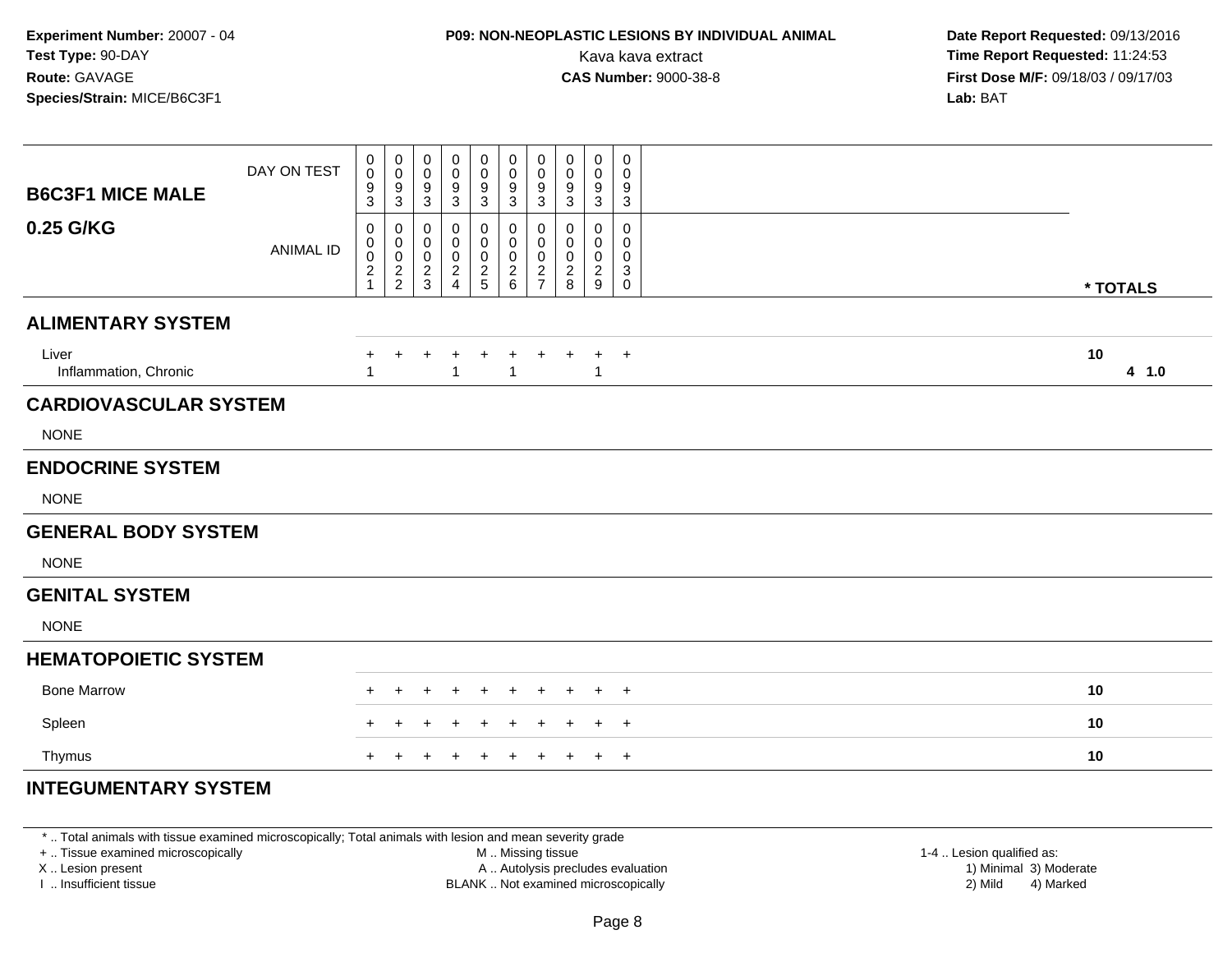**Experiment Number:** 20007 - 04
**Test Type:** 90-DAY
**Route:** GAVAGE
**Species/Strain:** MICE/B6C3F1

**P09: NON-NEOPLASTIC LESIONS BY INDIVIDUAL ANIMAL**
Kava kava extract
**CAS Number:** 9000-38-8

**Date Report Requested:** 09/13/2016
**Time Report Requested:** 11:24:53
**First Dose M/F:** 09/18/03 / 09/17/03
**Lab:** BAT

| **B6C3F1 MICE MALE** **0.25 G/KG** | | | | | | | | | | | |
|---|---|---|---|---|---|---|---|---|---|---|---|
| DAY ON TEST | 0093 | 0093 | 0093 | 0093 | 0093 | 0093 | 0093 | 0093 | 0093 | 0093 | |
| ANIMAL ID | 00021 | 00022 | 00023 | 00024 | 00025 | 00026 | 00027 | 00028 | 00029 | 00030 | *** TOTALS** |
| **ALIMENTARY SYSTEM** | | | | | | | | | | | |
| Liver | + | + | + | + | + | + | + | + | + | + | **10** |
| Inflammation, Chronic | 1 | | | 1 | | 1 | | | 1 | | **4 1.0** |
| **CARDIOVASCULAR SYSTEM** | | | | | | | | | | | |
| NONE | | | | | | | | | | | |
| **ENDOCRINE SYSTEM** | | | | | | | | | | | |
| NONE | | | | | | | | | | | |
| **GENERAL BODY SYSTEM** | | | | | | | | | | | |
| NONE | | | | | | | | | | | |
| **GENITAL SYSTEM** | | | | | | | | | | | |
| NONE | | | | | | | | | | | |
| **HEMATOPOIETIC SYSTEM** | | | | | | | | | | | |
| Bone Marrow | + | + | + | + | + | + | + | + | + | + | **10** |
| Spleen | + | + | + | + | + | + | + | + | + | + | **10** |
| Thymus | + | + | + | + | + | + | + | + | + | + | **10** |
| **INTEGUMENTARY SYSTEM** | | | | | | | | | | | |

* .. Total animals with tissue examined microscopically; Total animals with lesion and mean severity grade
+ .. Tissue examined microscopically
X .. Lesion present
I .. Insufficient tissue

M .. Missing tissue
A .. Autolysis precludes evaluation
BLANK .. Not examined microscopically

1-4 .. Lesion qualified as:
1) Minimal 3) Moderate
2) Mild 4) Marked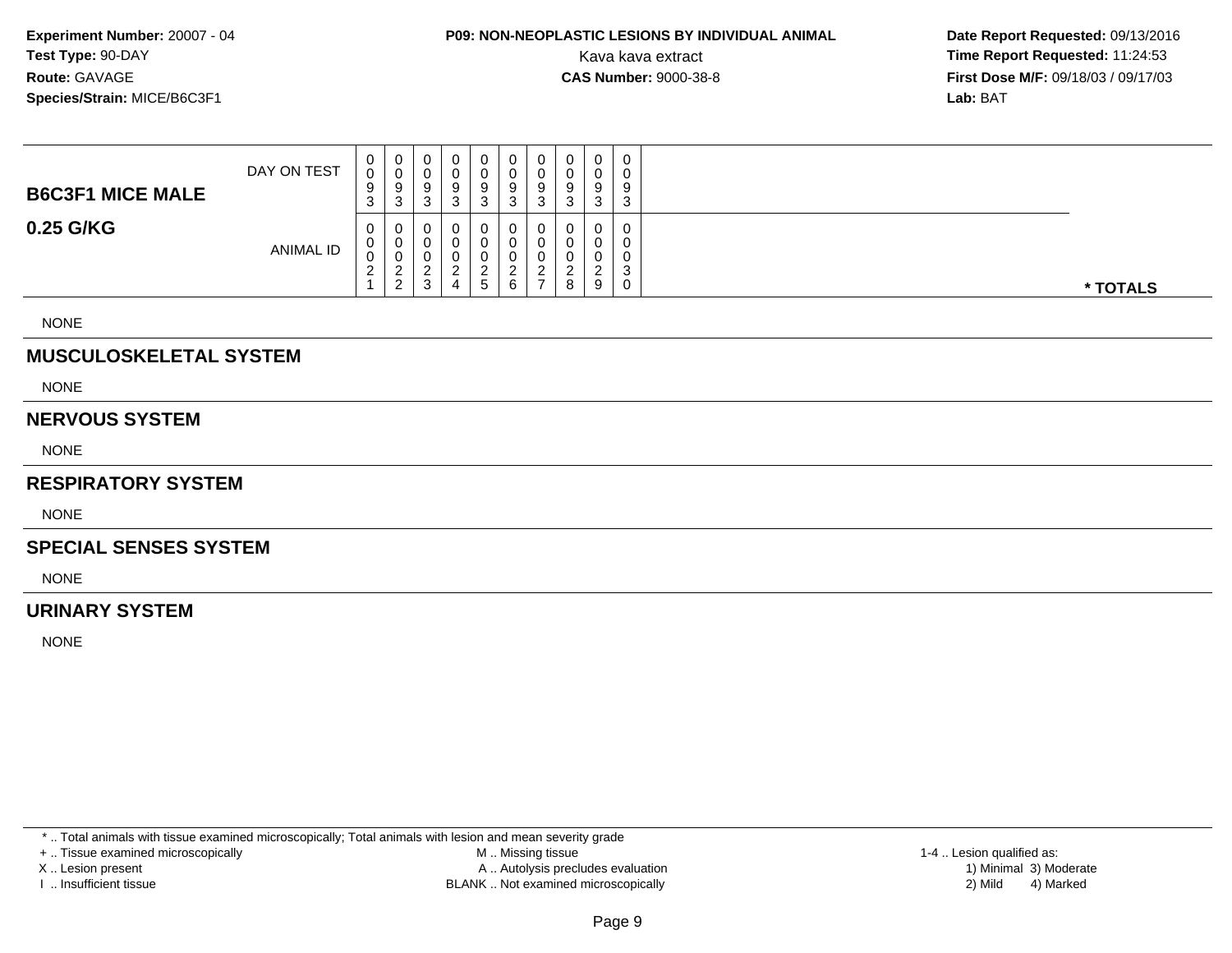**Experiment Number:** 20007 - 04
**Test Type:** 90-DAY
**Route:** GAVAGE
**Species/Strain:** MICE/B6C3F1

**P09: NON-NEOPLASTIC LESIONS BY INDIVIDUAL ANIMAL**
Kava kava extract
**CAS Number:** 9000-38-8

**Date Report Requested:** 09/13/2016
**Time Report Requested:** 11:24:53
**First Dose M/F:** 09/18/03 / 09/17/03
**Lab:** BAT

| B6C3F1 MICE MALE 0.25 G/KG | | | | | | | | | | | |
|---|---|---|---|---|---|---|---|---|---|---|---|
| DAY ON TEST | 0093 | 0093 | 0093 | 0093 | 0093 | 0093 | 0093 | 0093 | 0093 | 0093 | |
| ANIMAL ID | 00021 | 00022 | 00023 | 00024 | 00025 | 00026 | 00027 | 00028 | 00029 | 00030 | * TOTALS |

NONE

## MUSCULOSKELETAL SYSTEM

NONE

## NERVOUS SYSTEM

NONE

## RESPIRATORY SYSTEM

NONE

## SPECIAL SENSES SYSTEM

NONE

## URINARY SYSTEM

NONE

* .. Total animals with tissue examined microscopically; Total animals with lesion and mean severity grade
+ .. Tissue examined microscopically
X .. Lesion present
I .. Insufficient tissue
M .. Missing tissue
A .. Autolysis precludes evaluation
BLANK .. Not examined microscopically
1-4 .. Lesion qualified as: 1) Minimal 2) Mild 3) Moderate 4) Marked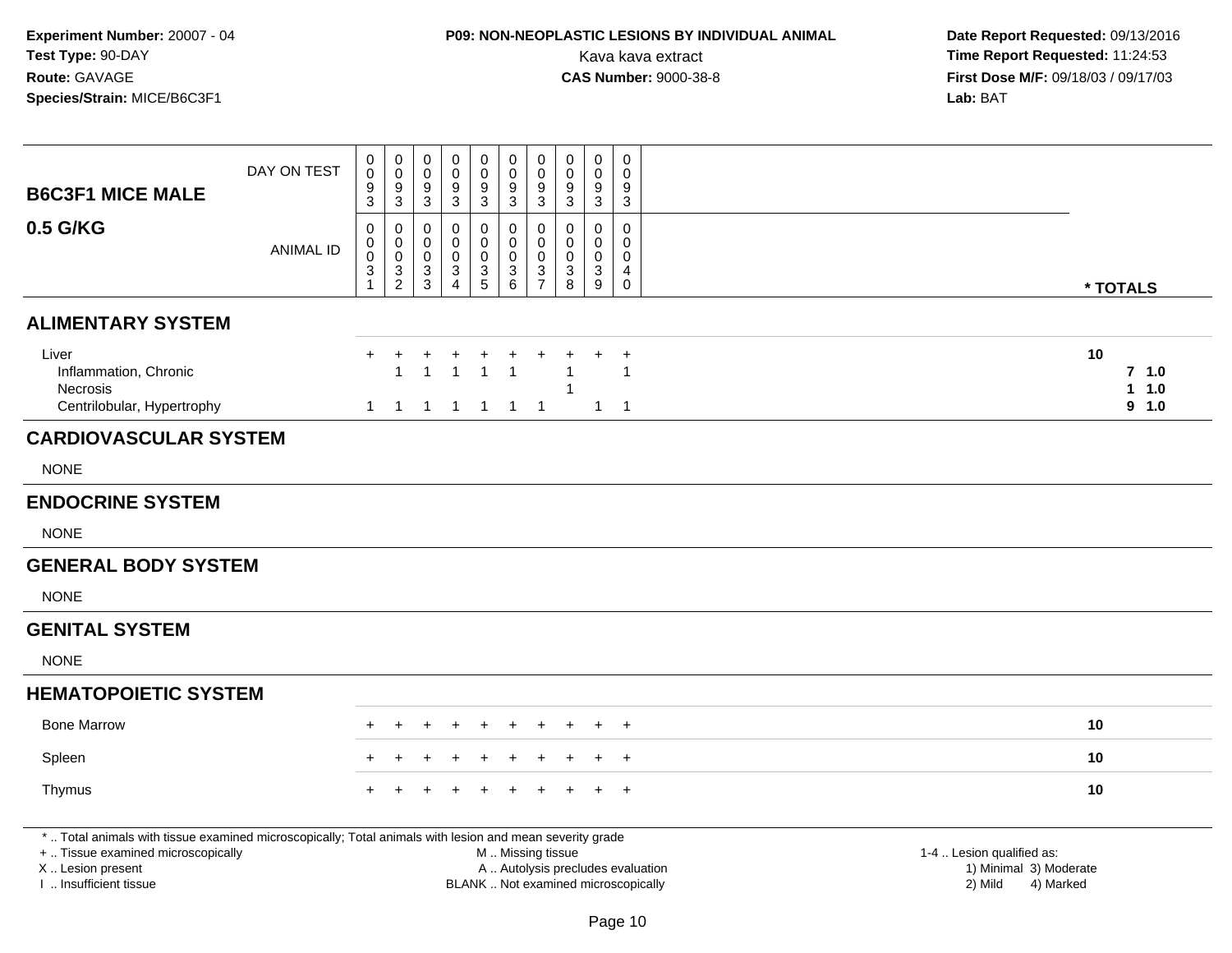**Experiment Number:** 20007 - 04
**Test Type:** 90-DAY
**Route:** GAVAGE
**Species/Strain:** MICE/B6C3F1

**P09: NON-NEOPLASTIC LESIONS BY INDIVIDUAL ANIMAL**
Kava kava extract
**CAS Number:** 9000-38-8

**Date Report Requested:** 09/13/2016
**Time Report Requested:** 11:24:53
**First Dose M/F:** 09/18/03 / 09/17/03
**Lab:** BAT

| **B6C3F1 MICE MALE** DAY ON TEST | 0093 | 0093 | 0093 | 0093 | 0093 | 0093 | 0093 | 0093 | 0093 | 0093 | |
|---|---|---|---|---|---|---|---|---|---|---|---|
| **0.5 G/KG** ANIMAL ID | 00031 | 00032 | 00033 | 00034 | 00035 | 00036 | 00037 | 00038 | 00039 | 00040 | **\* TOTALS** |
| **ALIMENTARY SYSTEM** | | | | | | | | | | | |
| Liver | + | + | + | + | + | + | + | + | + | + | **10** |
| Inflammation, Chronic | | 1 | 1 | 1 | 1 | 1 | | 1 | | 1 | **7 1.0** |
| Necrosis | | | | | | | | 1 | | | **1 1.0** |
| Centrilobular, Hypertrophy | 1 | 1 | 1 | 1 | 1 | 1 | 1 | | 1 | 1 | **9 1.0** |
| **CARDIOVASCULAR SYSTEM** | | | | | | | | | | | |
| NONE | | | | | | | | | | | |
| **ENDOCRINE SYSTEM** | | | | | | | | | | | |
| NONE | | | | | | | | | | | |
| **GENERAL BODY SYSTEM** | | | | | | | | | | | |
| NONE | | | | | | | | | | | |
| **GENITAL SYSTEM** | | | | | | | | | | | |
| NONE | | | | | | | | | | | |
| **HEMATOPOIETIC SYSTEM** | | | | | | | | | | | |
| Bone Marrow | + | + | + | + | + | + | + | + | + | + | **10** |
| Spleen | + | + | + | + | + | + | + | + | + | + | **10** |
| Thymus | + | + | + | + | + | + | + | + | + | + | **10** |

\* .. Total animals with tissue examined microscopically; Total animals with lesion and mean severity grade
\+ .. Tissue examined microscopically
X .. Lesion present
I .. Insufficient tissue

M .. Missing tissue
A .. Autolysis precludes evaluation
BLANK .. Not examined microscopically

1-4 .. Lesion qualified as:
1) Minimal 3) Moderate
2) Mild 4) Marked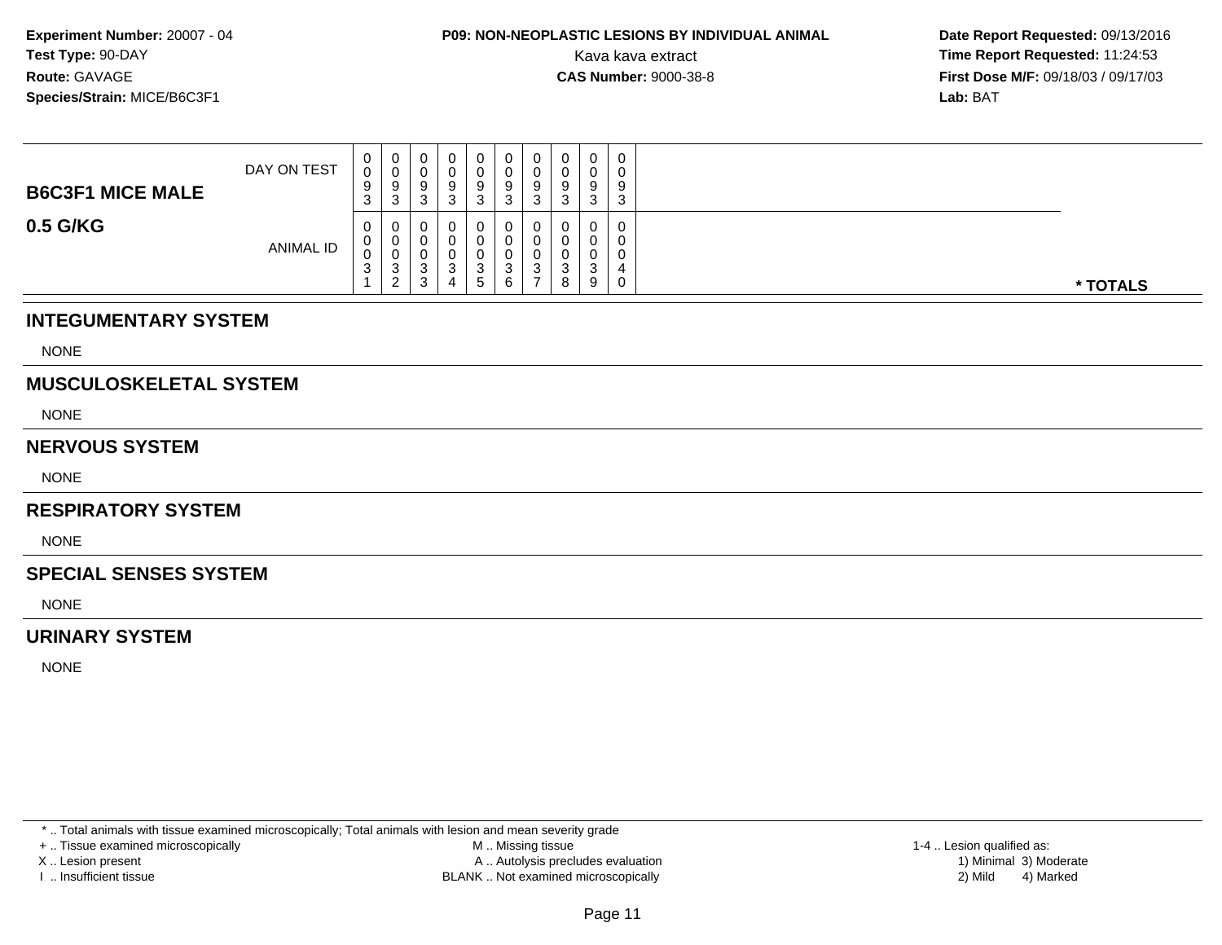**Experiment Number:** 20007 - 04
**Test Type:** 90-DAY
**Route:** GAVAGE
**Species/Strain:** MICE/B6C3F1

**P09: NON-NEOPLASTIC LESIONS BY INDIVIDUAL ANIMAL**
Kava kava extract
**CAS Number:** 9000-38-8

**Date Report Requested:** 09/13/2016
**Time Report Requested:** 11:24:53
**First Dose M/F:** 09/18/03 / 09/17/03
**Lab:** BAT

| B6C3F1 MICE MALE 0.5 G/KG | | | | | | | | | | | |
|---|---|---|---|---|---|---|---|---|---|---|---|
| DAY ON TEST | 0093 | 0093 | 0093 | 0093 | 0093 | 0093 | 0093 | 0093 | 0093 | 0093 | |
| ANIMAL ID | 00031 | 00032 | 00033 | 00034 | 00035 | 00036 | 00037 | 00038 | 00039 | 00040 | * TOTALS |

## INTEGUMENTARY SYSTEM

NONE

## MUSCULOSKELETAL SYSTEM

NONE

## NERVOUS SYSTEM

NONE

## RESPIRATORY SYSTEM

NONE

## SPECIAL SENSES SYSTEM

NONE

## URINARY SYSTEM

NONE

* .. Total animals with tissue examined microscopically; Total animals with lesion and mean severity grade
+ .. Tissue examined microscopically
X .. Lesion present
I .. Insufficient tissue

M .. Missing tissue
A .. Autolysis precludes evaluation
BLANK .. Not examined microscopically

1-4 .. Lesion qualified as:
1) Minimal 3) Moderate
2) Mild 4) Marked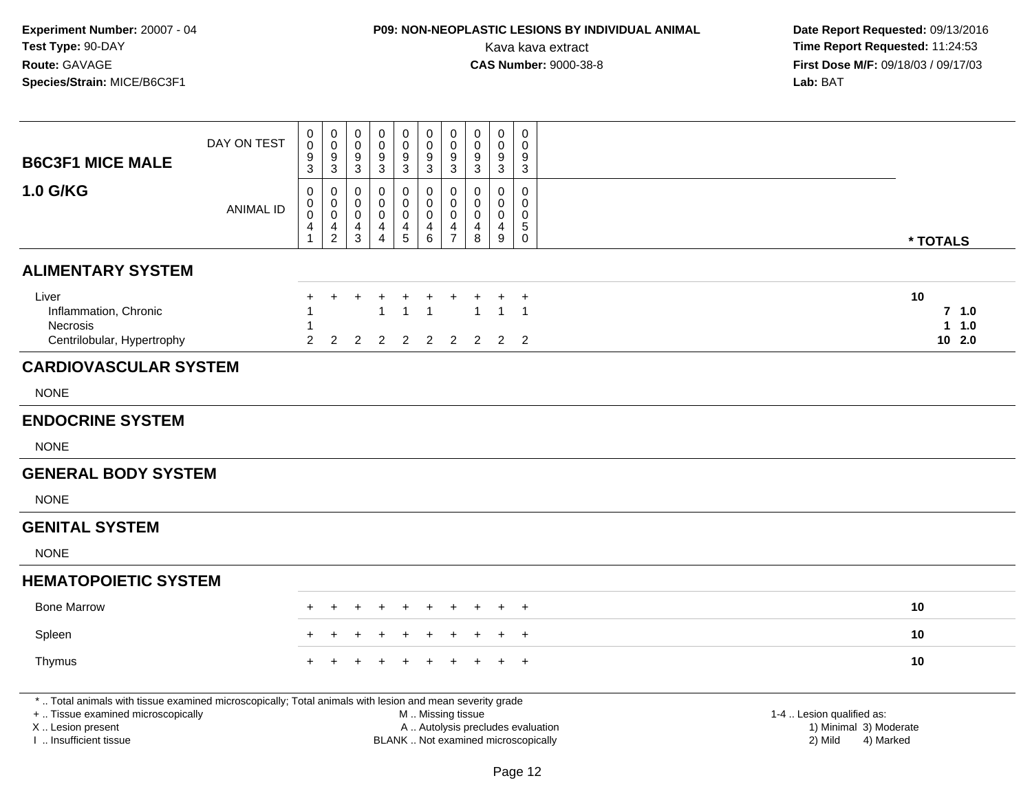**Experiment Number:** 20007 - 04
**Test Type:** 90-DAY
**Route:** GAVAGE
**Species/Strain:** MICE/B6C3F1

**P09: NON-NEOPLASTIC LESIONS BY INDIVIDUAL ANIMAL**
Kava kava extract
**CAS Number:** 9000-38-8

**Date Report Requested:** 09/13/2016
**Time Report Requested:** 11:24:53
**First Dose M/F:** 09/18/03 / 09/17/03
**Lab:** BAT

| B6C3F1 MICE MALE 1.0 G/KG | | | | | | | | | | | |
|---|---|---|---|---|---|---|---|---|---|---|---|
| DAY ON TEST | 0093 | 0093 | 0093 | 0093 | 0093 | 0093 | 0093 | 0093 | 0093 | 0093 | |
| ANIMAL ID | 00041 | 00042 | 00043 | 00044 | 00045 | 00046 | 00047 | 00048 | 00049 | 00050 | * TOTALS |
| **ALIMENTARY SYSTEM** | | | | | | | | | | | |
| Liver | + | + | + | + | + | + | + | + | + | + | 10 |
| Inflammation, Chronic | 1 | | | 1 | 1 | 1 | | 1 | 1 | 1 | 7 1.0 |
| Necrosis | 1 | | | | | | | | | | 1 1.0 |
| Centrilobular, Hypertrophy | 2 | 2 | 2 | 2 | 2 | 2 | 2 | 2 | 2 | 2 | 10 2.0 |
| **CARDIOVASCULAR SYSTEM** | | | | | | | | | | | |
| NONE | | | | | | | | | | | |
| **ENDOCRINE SYSTEM** | | | | | | | | | | | |
| NONE | | | | | | | | | | | |
| **GENERAL BODY SYSTEM** | | | | | | | | | | | |
| NONE | | | | | | | | | | | |
| **GENITAL SYSTEM** | | | | | | | | | | | |
| NONE | | | | | | | | | | | |
| **HEMATOPOIETIC SYSTEM** | | | | | | | | | | | |
| Bone Marrow | + | + | + | + | + | + | + | + | + | + | 10 |
| Spleen | + | + | + | + | + | + | + | + | + | + | 10 |
| Thymus | + | + | + | + | + | + | + | + | + | + | 10 |

* .. Total animals with tissue examined microscopically; Total animals with lesion and mean severity grade
+ .. Tissue examined microscopically
X .. Lesion present
I .. Insufficient tissue
M .. Missing tissue
A .. Autolysis precludes evaluation
BLANK .. Not examined microscopically
1-4 .. Lesion qualified as:
1) Minimal 3) Moderate
2) Mild 4) Marked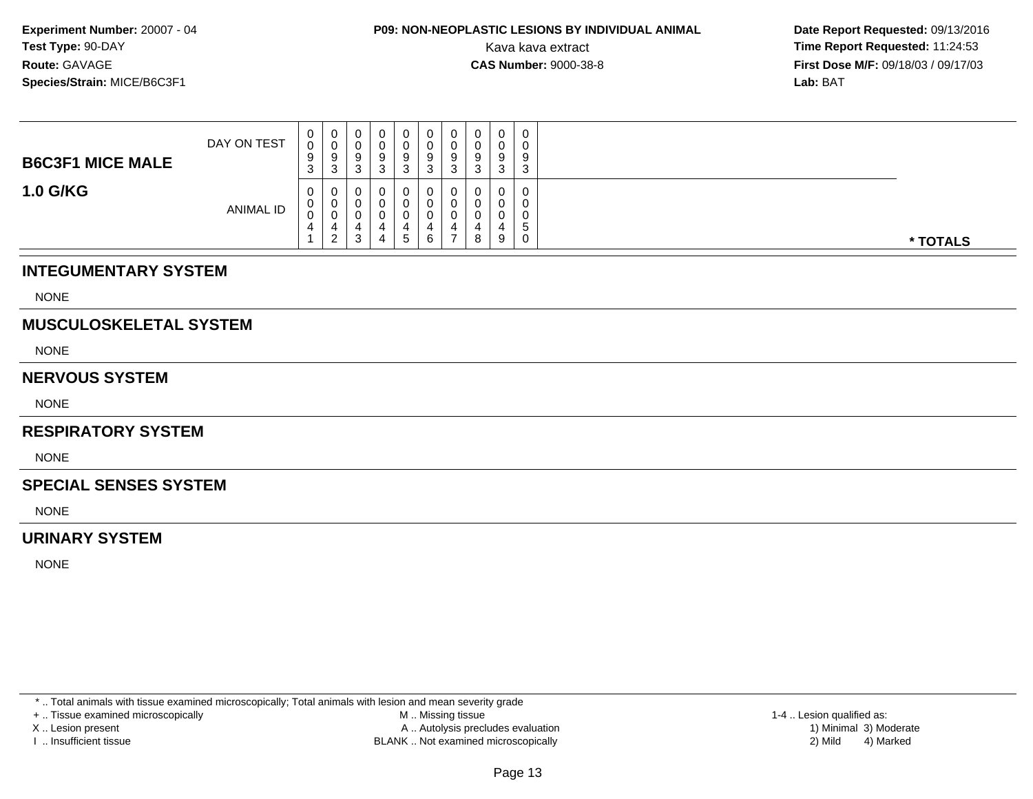**Experiment Number:** 20007 - 04
**Test Type:** 90-DAY
**Route:** GAVAGE
**Species/Strain:** MICE/B6C3F1

**P09: NON-NEOPLASTIC LESIONS BY INDIVIDUAL ANIMAL**
Kava kava extract
**CAS Number:** 9000-38-8

**Date Report Requested:** 09/13/2016
**Time Report Requested:** 11:24:53
**First Dose M/F:** 09/18/03 / 09/17/03
**Lab:** BAT

| B6C3F1 MICE MALE 1.0 G/KG | | | | | | | | | | | |
|---|---|---|---|---|---|---|---|---|---|---|---|
| DAY ON TEST | 0093 | 0093 | 0093 | 0093 | 0093 | 0093 | 0093 | 0093 | 0093 | 0093 | |
| ANIMAL ID | 00041 | 00042 | 00043 | 00044 | 00045 | 00046 | 00047 | 00048 | 00049 | 00050 | * TOTALS |

## INTEGUMENTARY SYSTEM

NONE

## MUSCULOSKELETAL SYSTEM

NONE

## NERVOUS SYSTEM

NONE

## RESPIRATORY SYSTEM

NONE

## SPECIAL SENSES SYSTEM

NONE

## URINARY SYSTEM

NONE

* .. Total animals with tissue examined microscopically; Total animals with lesion and mean severity grade
+ .. Tissue examined microscopically
X .. Lesion present
I .. Insufficient tissue
M .. Missing tissue
A .. Autolysis precludes evaluation
BLANK .. Not examined microscopically
1-4 .. Lesion qualified as:
1) Minimal 3) Moderate
2) Mild 4) Marked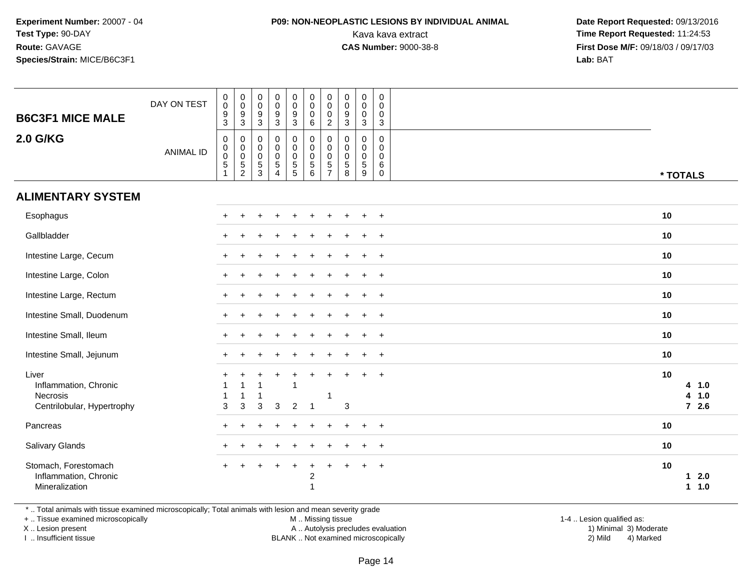**Experiment Number:** 20007 - 04
**Test Type:** 90-DAY
**Route:** GAVAGE
**Species/Strain:** MICE/B6C3F1

**P09: NON-NEOPLASTIC LESIONS BY INDIVIDUAL ANIMAL**
Kava kava extract
**CAS Number:** 9000-38-8

**Date Report Requested:** 09/13/2016
**Time Report Requested:** 11:24:53
**First Dose M/F:** 09/18/03 / 09/17/03
**Lab:** BAT

## B6C3F1 MICE MALE
## 2.0 G/KG

| | | | | | | | | | | | | |
|---|---|---|---|---|---|---|---|---|---|---|---|---|
| DAY ON TEST | 0093 | 0093 | 0093 | 0093 | 0093 | 0006 | 0002 | 0093 | 0003 | 0003 | | |
| ANIMAL ID | 00051 | 00052 | 00053 | 00054 | 00055 | 00056 | 00057 | 00058 | 00059 | 00060 | * TOTALS | |
| **ALIMENTARY SYSTEM** | | | | | | | | | | | | |
| Esophagus | + | + | + | + | + | + | + | + | + | + | 10 | |
| Gallbladder | + | + | + | + | + | + | + | + | + | + | 10 | |
| Intestine Large, Cecum | + | + | + | + | + | + | + | + | + | + | 10 | |
| Intestine Large, Colon | + | + | + | + | + | + | + | + | + | + | 10 | |
| Intestine Large, Rectum | + | + | + | + | + | + | + | + | + | + | 10 | |
| Intestine Small, Duodenum | + | + | + | + | + | + | + | + | + | + | 10 | |
| Intestine Small, Ileum | + | + | + | + | + | + | + | + | + | + | 10 | |
| Intestine Small, Jejunum | + | + | + | + | + | + | + | + | + | + | 10 | |
| Liver | + | + | + | + | + | + | + | + | + | + | 10 | |
| Inflammation, Chronic | 1 | 1 | 1 | | 1 | | | | | | 4 | 1.0 |
| Necrosis | 1 | 1 | 1 | | | | 1 | | | | 4 | 1.0 |
| Centrilobular, Hypertrophy | 3 | 3 | 3 | 3 | 2 | 1 | | 3 | | | 7 | 2.6 |
| Pancreas | + | + | + | + | + | + | + | + | + | + | 10 | |
| Salivary Glands | + | + | + | + | + | + | + | + | + | + | 10 | |
| Stomach, Forestomach | + | + | + | + | + | + | + | + | + | + | 10 | |
| Inflammation, Chronic | | | | | | 2 | | | | | 1 | 2.0 |
| Mineralization | | | | | | 1 | | | | | 1 | 1.0 |

\* .. Total animals with tissue examined microscopically; Total animals with lesion and mean severity grade
\+ .. Tissue examined microscopically
X .. Lesion present
I .. Insufficient tissue
M .. Missing tissue
A .. Autolysis precludes evaluation
BLANK .. Not examined microscopically
1-4 .. Lesion qualified as: 1) Minimal 2) Mild 3) Moderate 4) Marked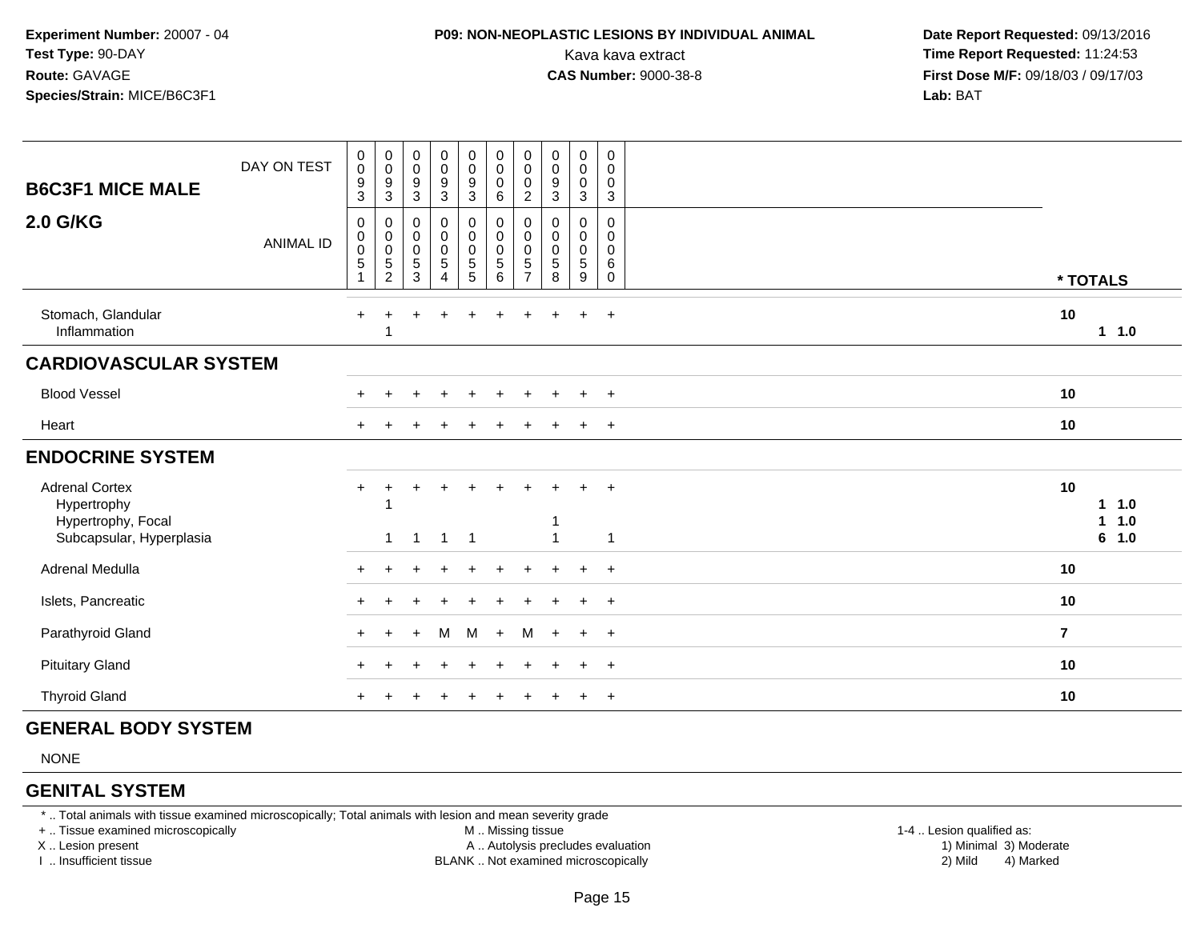**Experiment Number:** 20007 - 04
**Test Type:** 90-DAY
**Route:** GAVAGE
**Species/Strain:** MICE/B6C3F1

**P09: NON-NEOPLASTIC LESIONS BY INDIVIDUAL ANIMAL**
Kava kava extract
**CAS Number:** 9000-38-8

**Date Report Requested:** 09/13/2016
**Time Report Requested:** 11:24:53
**First Dose M/F:** 09/18/03 / 09/17/03
**Lab:** BAT

| B6C3F1 MICE MALE 2.0 G/KG | | | | | | | | | | | |
|---|---|---|---|---|---|---|---|---|---|---|---|
| DAY ON TEST | 0093 | 0093 | 0093 | 0093 | 0093 | 0006 | 0002 | 0093 | 0003 | 0003 | |
| ANIMAL ID | 00051 | 00052 | 00053 | 00054 | 00055 | 00056 | 00057 | 00058 | 00059 | 00060 | * TOTALS |
| Stomach, Glandular | + | + | + | + | + | + | + | + | + | + | 10 |
| Inflammation | | 1 | | | | | | | | | 1 1.0 |
| **CARDIOVASCULAR SYSTEM** | | | | | | | | | | | |
| Blood Vessel | + | + | + | + | + | + | + | + | + | + | 10 |
| Heart | + | + | + | + | + | + | + | + | + | + | 10 |
| **ENDOCRINE SYSTEM** | | | | | | | | | | | |
| Adrenal Cortex | + | + | + | + | + | + | + | + | + | + | 10 |
| Hypertrophy | | 1 | | | | | | | | | 1 1.0 |
| Hypertrophy, Focal | | | | | | | | 1 | | | 1 1.0 |
| Subcapsular, Hyperplasia | | 1 | 1 | 1 | 1 | | | 1 | | 1 | 6 1.0 |
| Adrenal Medulla | + | + | + | + | + | + | + | + | + | + | 10 |
| Islets, Pancreatic | + | + | + | + | + | + | + | + | + | + | 10 |
| Parathyroid Gland | + | + | + | M | M | + | M | + | + | + | 7 |
| Pituitary Gland | + | + | + | + | + | + | + | + | + | + | 10 |
| Thyroid Gland | + | + | + | + | + | + | + | + | + | + | 10 |
| **GENERAL BODY SYSTEM** | | | | | | | | | | | |
| NONE | | | | | | | | | | | |
| **GENITAL SYSTEM** | | | | | | | | | | | |

\* .. Total animals with tissue examined microscopically; Total animals with lesion and mean severity grade
\+ .. Tissue examined microscopically
X .. Lesion present
I .. Insufficient tissue
M .. Missing tissue
A .. Autolysis precludes evaluation
BLANK .. Not examined microscopically
1-4 .. Lesion qualified as: 1) Minimal 2) Mild 3) Moderate 4) Marked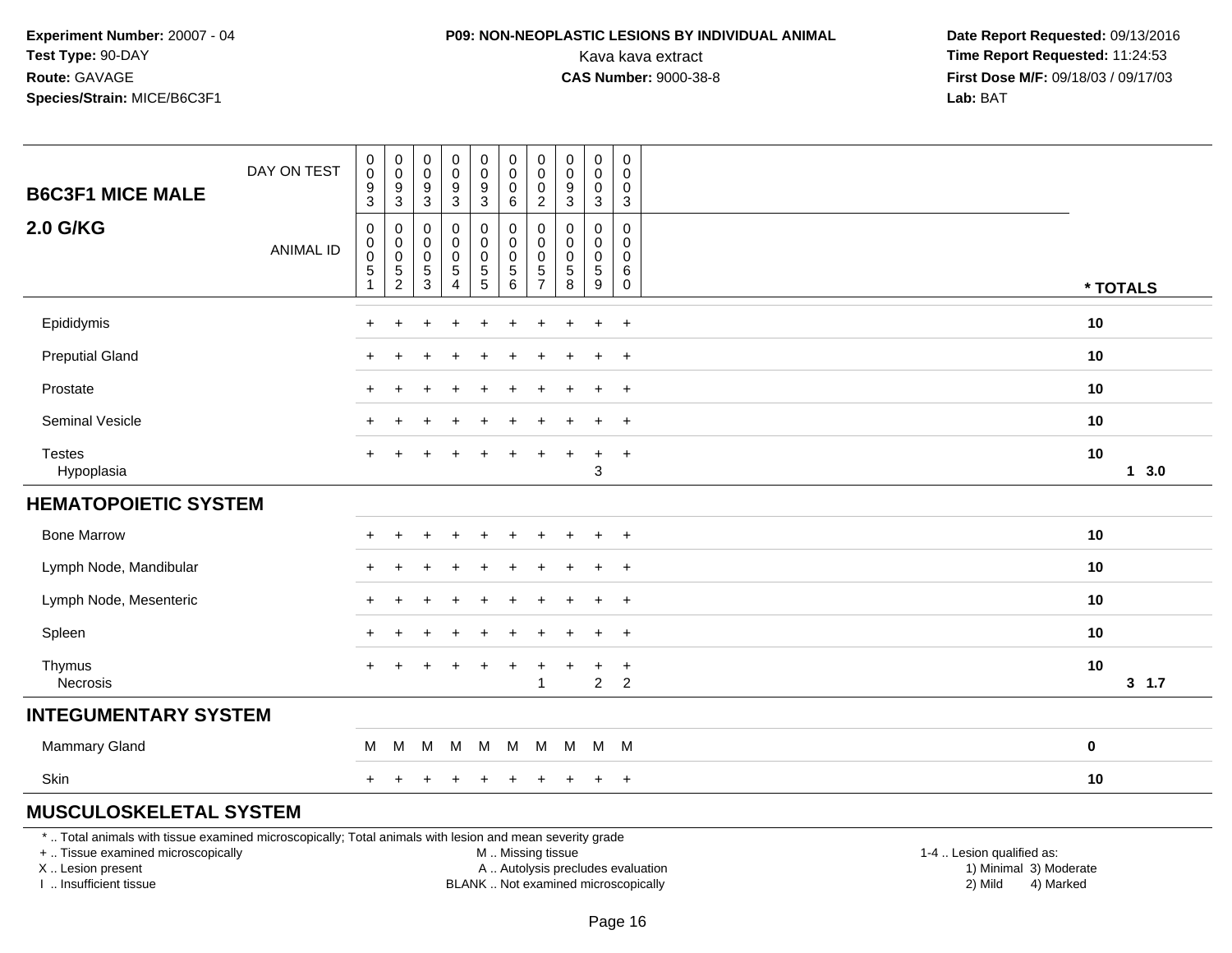**Experiment Number:** 20007 - 04
**Test Type:** 90-DAY
**Route:** GAVAGE
**Species/Strain:** MICE/B6C3F1

**P09: NON-NEOPLASTIC LESIONS BY INDIVIDUAL ANIMAL**
Kava kava extract
**CAS Number:** 9000-38-8

**Date Report Requested:** 09/13/2016
**Time Report Requested:** 11:24:53
**First Dose M/F:** 09/18/03 / 09/17/03
**Lab:** BAT

| B6C3F1 MICE MALE 2.0 G/KG | | | | | | | | | | | |
|---|---|---|---|---|---|---|---|---|---|---|---|
| DAY ON TEST | 0093 | 0093 | 0093 | 0093 | 0093 | 0006 | 0002 | 0093 | 0003 | 0003 | |
| ANIMAL ID | 00051 | 00052 | 00053 | 00054 | 00055 | 00056 | 00057 | 00058 | 00059 | 00060 | * TOTALS |
| Epididymis | + | + | + | + | + | + | + | + | + | + | 10 |
| Preputial Gland | + | + | + | + | + | + | + | + | + | + | 10 |
| Prostate | + | + | + | + | + | + | + | + | + | + | 10 |
| Seminal Vesicle | + | + | + | + | + | + | + | + | + | + | 10 |
| Testes | + | + | + | + | + | + | + | + | + | + | 10 |
| Hypoplasia | | | | | | | | | 3 | | 1 3.0 |
| **HEMATOPOIETIC SYSTEM** | | | | | | | | | | | |
| Bone Marrow | + | + | + | + | + | + | + | + | + | + | 10 |
| Lymph Node, Mandibular | + | + | + | + | + | + | + | + | + | + | 10 |
| Lymph Node, Mesenteric | + | + | + | + | + | + | + | + | + | + | 10 |
| Spleen | + | + | + | + | + | + | + | + | + | + | 10 |
| Thymus | + | + | + | + | + | + | + | + | + | + | 10 |
| Necrosis | | | | | | | 1 | | 2 | 2 | 3 1.7 |
| **INTEGUMENTARY SYSTEM** | | | | | | | | | | | |
| Mammary Gland | M | M | M | M | M | M | M | M | M | M | 0 |
| Skin | + | + | + | + | + | + | + | + | + | + | 10 |
| **MUSCULOSKELETAL SYSTEM** | | | | | | | | | | | |

\* .. Total animals with tissue examined microscopically; Total animals with lesion and mean severity grade
\+ .. Tissue examined microscopically
X .. Lesion present
I .. Insufficient tissue

M .. Missing tissue
A .. Autolysis precludes evaluation
BLANK .. Not examined microscopically

1-4 .. Lesion qualified as:
1) Minimal 3) Moderate
2) Mild 4) Marked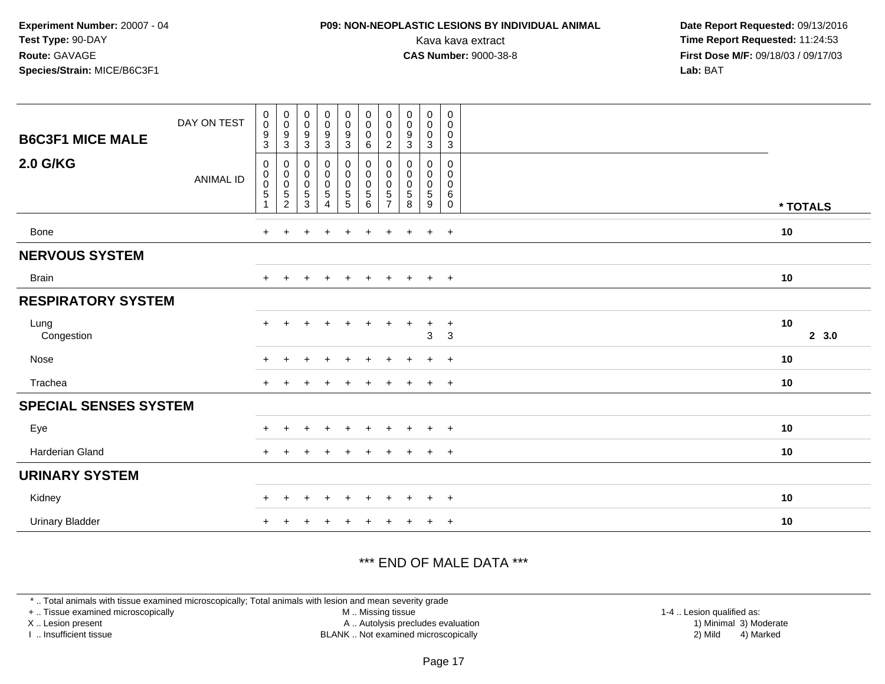**Experiment Number:** 20007 - 04
**Test Type:** 90-DAY
**Route:** GAVAGE
**Species/Strain:** MICE/B6C3F1

**P09: NON-NEOPLASTIC LESIONS BY INDIVIDUAL ANIMAL**
Kava kava extract
**CAS Number:** 9000-38-8

**Date Report Requested:** 09/13/2016
**Time Report Requested:** 11:24:53
**First Dose M/F:** 09/18/03 / 09/17/03
**Lab:** BAT

| **B6C3F1 MICE MALE** **2.0 G/KG** | | | | | | | | | | | |
|---|---|---|---|---|---|---|---|---|---|---|---|
| DAY ON TEST | 0093 | 0093 | 0093 | 0093 | 0093 | 0006 | 0002 | 0093 | 0003 | 0003 | |
| ANIMAL ID | 00051 | 00052 | 00053 | 00054 | 00055 | 00056 | 00057 | 00058 | 00059 | 00060 | * TOTALS |
| Bone | + | + | + | + | + | + | + | + | + | + | 10 |
| **NERVOUS SYSTEM** | | | | | | | | | | | |
| Brain | + | + | + | + | + | + | + | + | + | + | 10 |
| **RESPIRATORY SYSTEM** | | | | | | | | | | | |
| Lung | + | + | + | + | + | + | + | + | + | + | 10 |
| Congestion | | | | | | | | | 3 | 3 | 2 3.0 |
| Nose | + | + | + | + | + | + | + | + | + | + | 10 |
| Trachea | + | + | + | + | + | + | + | + | + | + | 10 |
| **SPECIAL SENSES SYSTEM** | | | | | | | | | | | |
| Eye | + | + | + | + | + | + | + | + | + | + | 10 |
| Harderian Gland | + | + | + | + | + | + | + | + | + | + | 10 |
| **URINARY SYSTEM** | | | | | | | | | | | |
| Kidney | + | + | + | + | + | + | + | + | + | + | 10 |
| Urinary Bladder | + | + | + | + | + | + | + | + | + | + | 10 |

*** END OF MALE DATA ***

* .. Total animals with tissue examined microscopically; Total animals with lesion and mean severity grade
+ .. Tissue examined microscopically
X .. Lesion present
I .. Insufficient tissue

M .. Missing tissue
A .. Autolysis precludes evaluation
BLANK .. Not examined microscopically

1-4 .. Lesion qualified as:
1) Minimal 3) Moderate
2) Mild 4) Marked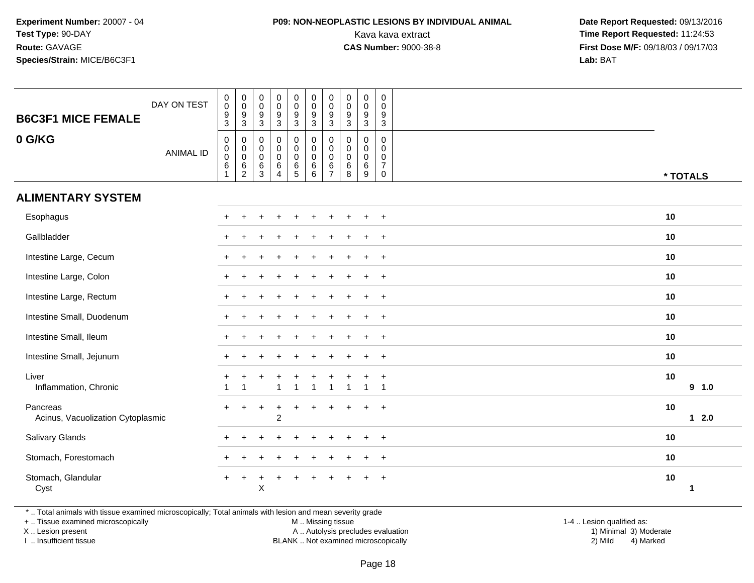**Experiment Number:** 20007 - 04
**Test Type:** 90-DAY
**Route:** GAVAGE
**Species/Strain:** MICE/B6C3F1

**P09: NON-NEOPLASTIC LESIONS BY INDIVIDUAL ANIMAL**
Kava kava extract
**CAS Number:** 9000-38-8

**Date Report Requested:** 09/13/2016
**Time Report Requested:** 11:24:53
**First Dose M/F:** 09/18/03 / 09/17/03
**Lab:** BAT

## B6C3F1 MICE FEMALE
## 0 G/KG

| DAY ON TEST | 0093 | 0093 | 0093 | 0093 | 0093 | 0093 | 0093 | 0093 | 0093 | 0093 | |
|---|---|---|---|---|---|---|---|---|---|---|---|
| **ANIMAL ID** | 00061 | 00062 | 00063 | 00064 | 00065 | 00066 | 00067 | 00068 | 00069 | 00070 | *** TOTALS** |
| **ALIMENTARY SYSTEM** | | | | | | | | | | | |
| Esophagus | + | + | + | + | + | + | + | + | + | + | 10 |
| Gallbladder | + | + | + | + | + | + | + | + | + | + | 10 |
| Intestine Large, Cecum | + | + | + | + | + | + | + | + | + | + | 10 |
| Intestine Large, Colon | + | + | + | + | + | + | + | + | + | + | 10 |
| Intestine Large, Rectum | + | + | + | + | + | + | + | + | + | + | 10 |
| Intestine Small, Duodenum | + | + | + | + | + | + | + | + | + | + | 10 |
| Intestine Small, Ileum | + | + | + | + | + | + | + | + | + | + | 10 |
| Intestine Small, Jejunum | + | + | + | + | + | + | + | + | + | + | 10 |
| Liver | + | + | + | + | + | + | + | + | + | + | 10 |
| Inflammation, Chronic | 1 | 1 | | 1 | 1 | 1 | 1 | 1 | 1 | 1 | 9 1.0 |
| Pancreas | + | + | + | + | + | + | + | + | + | + | 10 |
| Acinus, Vacuolization Cytoplasmic | | | | 2 | | | | | | | 1 2.0 |
| Salivary Glands | + | + | + | + | + | + | + | + | + | + | 10 |
| Stomach, Forestomach | + | + | + | + | + | + | + | + | + | + | 10 |
| Stomach, Glandular | + | + | + | + | + | + | + | + | + | + | 10 |
| Cyst | | | X | | | | | | | | 1 |

* .. Total animals with tissue examined microscopically; Total animals with lesion and mean severity grade
+ .. Tissue examined microscopically
X .. Lesion present
I .. Insufficient tissue

M .. Missing tissue
A .. Autolysis precludes evaluation
BLANK .. Not examined microscopically

1-4 .. Lesion qualified as:
1) Minimal 3) Moderate
2) Mild 4) Marked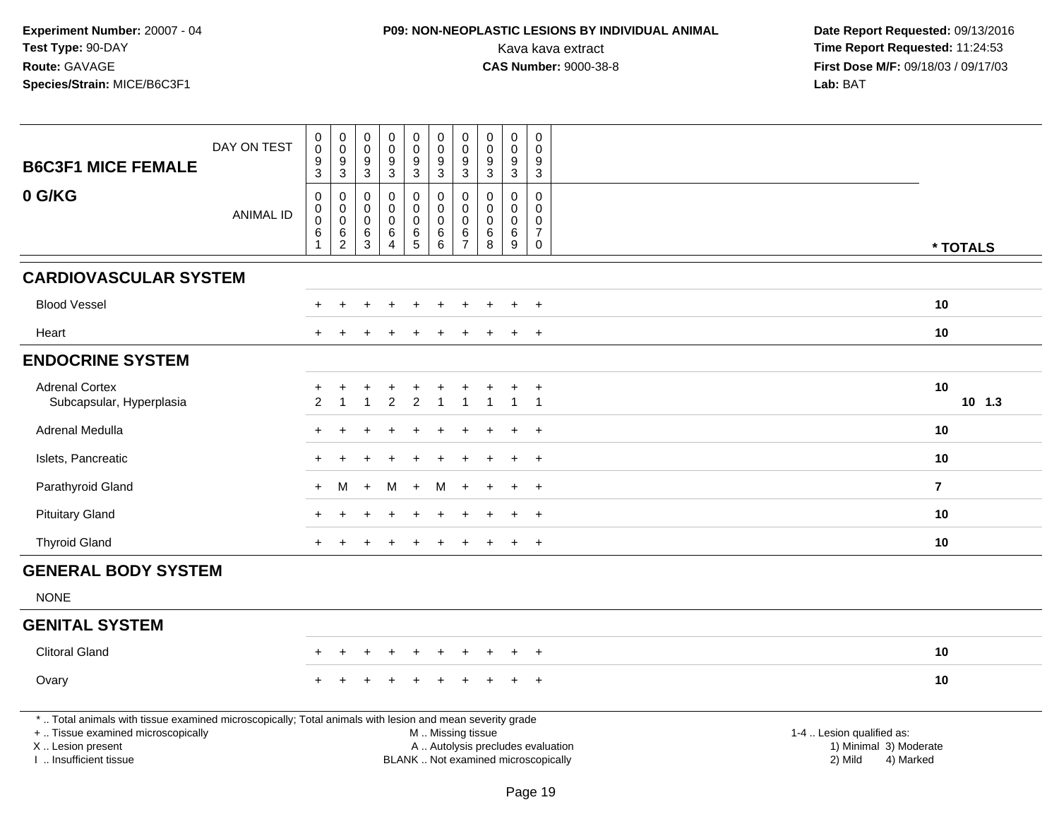**Experiment Number:** 20007 - 04
**Test Type:** 90-DAY
**Route:** GAVAGE
**Species/Strain:** MICE/B6C3F1

**P09: NON-NEOPLASTIC LESIONS BY INDIVIDUAL ANIMAL**
Kava kava extract
**CAS Number:** 9000-38-8

**Date Report Requested:** 09/13/2016
**Time Report Requested:** 11:24:53
**First Dose M/F:** 09/18/03 / 09/17/03
**Lab:** BAT

| B6C3F1 MICE FEMALE 0 G/KG | | | | | | | | | | | |
|---|---|---|---|---|---|---|---|---|---|---|---|
| DAY ON TEST | 0093 | 0093 | 0093 | 0093 | 0093 | 0093 | 0093 | 0093 | 0093 | 0093 | |
| ANIMAL ID | 00061 | 00062 | 00063 | 00064 | 00065 | 00066 | 00067 | 00068 | 00069 | 00070 | * TOTALS |
| **CARDIOVASCULAR SYSTEM** | | | | | | | | | | | |
| Blood Vessel | + | + | + | + | + | + | + | + | + | + | 10 |
| Heart | + | + | + | + | + | + | + | + | + | + | 10 |
| **ENDOCRINE SYSTEM** | | | | | | | | | | | |
| Adrenal Cortex | + | + | + | + | + | + | + | + | + | + | 10 |
| Subcapsular, Hyperplasia | 2 | 1 | 1 | 2 | 2 | 1 | 1 | 1 | 1 | 1 | 10 1.3 |
| Adrenal Medulla | + | + | + | + | + | + | + | + | + | + | 10 |
| Islets, Pancreatic | + | + | + | + | + | + | + | + | + | + | 10 |
| Parathyroid Gland | + | M | + | M | + | M | + | + | + | + | 7 |
| Pituitary Gland | + | + | + | + | + | + | + | + | + | + | 10 |
| Thyroid Gland | + | + | + | + | + | + | + | + | + | + | 10 |
| **GENERAL BODY SYSTEM** | | | | | | | | | | | |
| NONE | | | | | | | | | | | |
| **GENITAL SYSTEM** | | | | | | | | | | | |
| Clitoral Gland | + | + | + | + | + | + | + | + | + | + | 10 |
| Ovary | + | + | + | + | + | + | + | + | + | + | 10 |

* .. Total animals with tissue examined microscopically; Total animals with lesion and mean severity grade
+ .. Tissue examined microscopically
X .. Lesion present
I .. Insufficient tissue
M .. Missing tissue
A .. Autolysis precludes evaluation
BLANK .. Not examined microscopically
1-4 .. Lesion qualified as: 1) Minimal 2) Mild 3) Moderate 4) Marked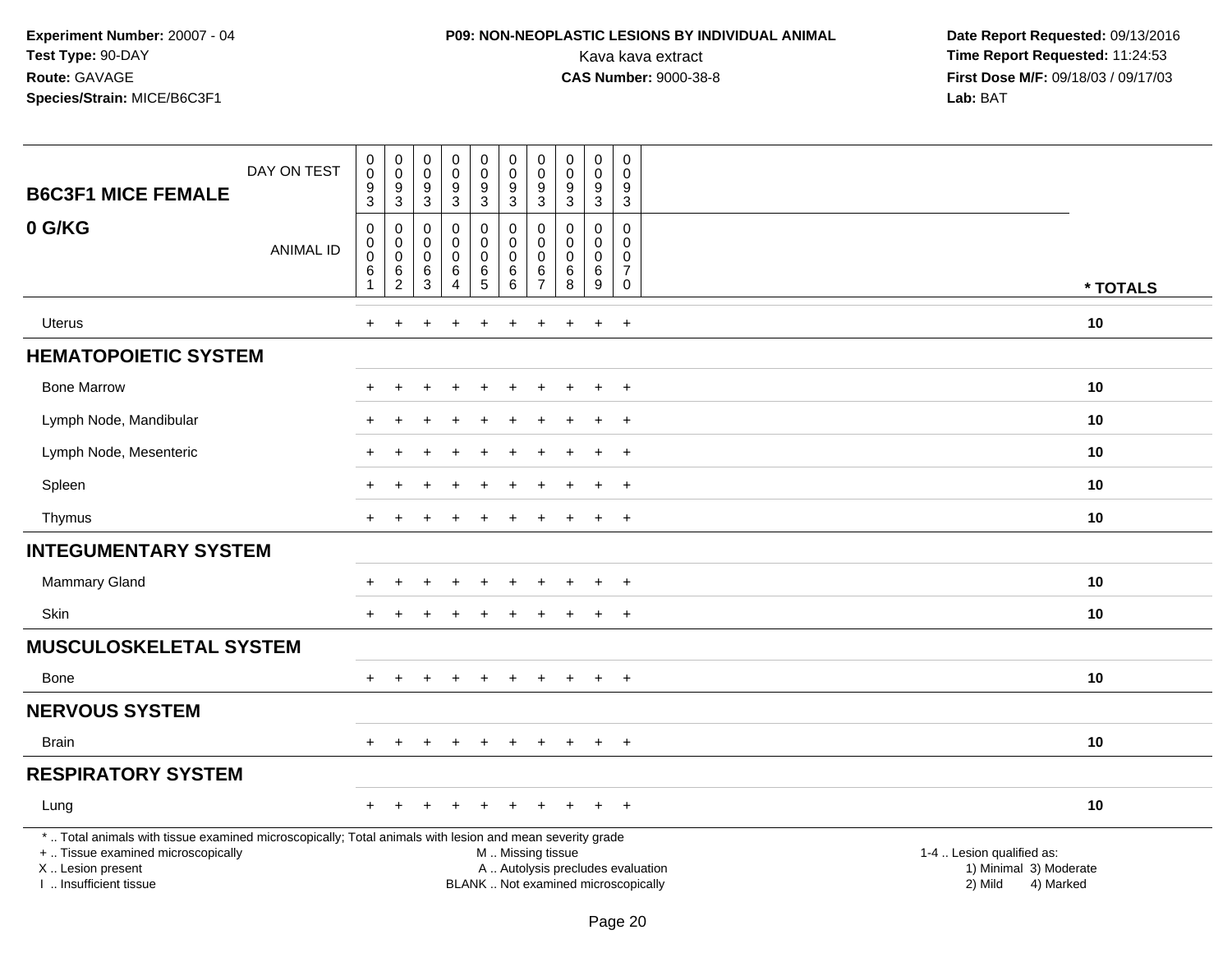**Experiment Number:** 20007 - 04
**Test Type:** 90-DAY
**Route:** GAVAGE
**Species/Strain:** MICE/B6C3F1

**P09: NON-NEOPLASTIC LESIONS BY INDIVIDUAL ANIMAL**
Kava kava extract
**CAS Number:** 9000-38-8

**Date Report Requested:** 09/13/2016
**Time Report Requested:** 11:24:53
**First Dose M/F:** 09/18/03 / 09/17/03
**Lab:** BAT

| B6C3F1 MICE FEMALE 0 G/KG | | | | | | | | | | | |
|---|---|---|---|---|---|---|---|---|---|---|---|
| DAY ON TEST | 0093 | 0093 | 0093 | 0093 | 0093 | 0093 | 0093 | 0093 | 0093 | 0093 | |
| ANIMAL ID | 00061 | 00062 | 00063 | 00064 | 00065 | 00066 | 00067 | 00068 | 00069 | 00070 | * TOTALS |
| Uterus | + | + | + | + | + | + | + | + | + | + | 10 |
| **HEMATOPOIETIC SYSTEM** | | | | | | | | | | | |
| Bone Marrow | + | + | + | + | + | + | + | + | + | + | 10 |
| Lymph Node, Mandibular | + | + | + | + | + | + | + | + | + | + | 10 |
| Lymph Node, Mesenteric | + | + | + | + | + | + | + | + | + | + | 10 |
| Spleen | + | + | + | + | + | + | + | + | + | + | 10 |
| Thymus | + | + | + | + | + | + | + | + | + | + | 10 |
| **INTEGUMENTARY SYSTEM** | | | | | | | | | | | |
| Mammary Gland | + | + | + | + | + | + | + | + | + | + | 10 |
| Skin | + | + | + | + | + | + | + | + | + | + | 10 |
| **MUSCULOSKELETAL SYSTEM** | | | | | | | | | | | |
| Bone | + | + | + | + | + | + | + | + | + | + | 10 |
| **NERVOUS SYSTEM** | | | | | | | | | | | |
| Brain | + | + | + | + | + | + | + | + | + | + | 10 |
| **RESPIRATORY SYSTEM** | | | | | | | | | | | |
| Lung | + | + | + | + | + | + | + | + | + | + | 10 |

\* .. Total animals with tissue examined microscopically; Total animals with lesion and mean severity grade
+ .. Tissue examined microscopically
X .. Lesion present
I .. Insufficient tissue

M .. Missing tissue
A .. Autolysis precludes evaluation
BLANK .. Not examined microscopically

1-4 .. Lesion qualified as:
1) Minimal 3) Moderate
2) Mild 4) Marked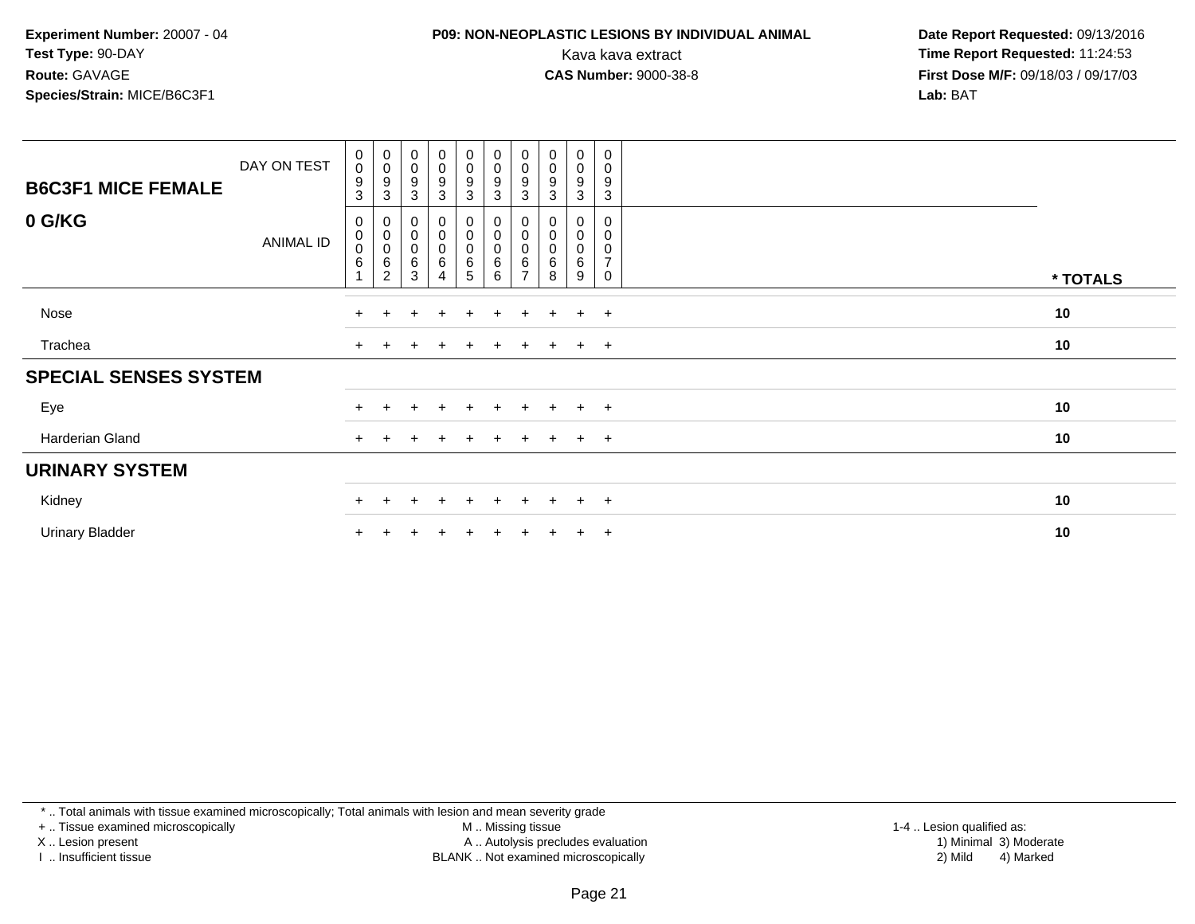**Experiment Number:** 20007 - 04
**Test Type:** 90-DAY
**Route:** GAVAGE
**Species/Strain:** MICE/B6C3F1

**P09: NON-NEOPLASTIC LESIONS BY INDIVIDUAL ANIMAL**
Kava kava extract
**CAS Number:** 9000-38-8

**Date Report Requested:** 09/13/2016
**Time Report Requested:** 11:24:53
**First Dose M/F:** 09/18/03 / 09/17/03
**Lab:** BAT

| B6C3F1 MICE FEMALE — 0 G/KG | 0 | 0 | 0 | 0 | 0 | 0 | 0 | 0 | 0 | 0 | |
|---|---|---|---|---|---|---|---|---|---|---|---|
| DAY ON TEST | 093 | 093 | 093 | 093 | 093 | 093 | 093 | 093 | 093 | 093 | |
| ANIMAL ID | 0061 | 0062 | 0063 | 0064 | 0065 | 0066 | 0067 | 0068 | 0069 | 0070 | * TOTALS |
| Nose | + | + | + | + | + | + | + | + | + | + | 10 |
| Trachea | + | + | + | + | + | + | + | + | + | + | 10 |
| **SPECIAL SENSES SYSTEM** | | | | | | | | | | | |
| Eye | + | + | + | + | + | + | + | + | + | + | 10 |
| Harderian Gland | + | + | + | + | + | + | + | + | + | + | 10 |
| **URINARY SYSTEM** | | | | | | | | | | | |
| Kidney | + | + | + | + | + | + | + | + | + | + | 10 |
| Urinary Bladder | + | + | + | + | + | + | + | + | + | + | 10 |

* .. Total animals with tissue examined microscopically; Total animals with lesion and mean severity grade
+ .. Tissue examined microscopically
X .. Lesion present
I .. Insufficient tissue
M .. Missing tissue
A .. Autolysis precludes evaluation
BLANK .. Not examined microscopically
1-4 .. Lesion qualified as:
1) Minimal 3) Moderate
2) Mild 4) Marked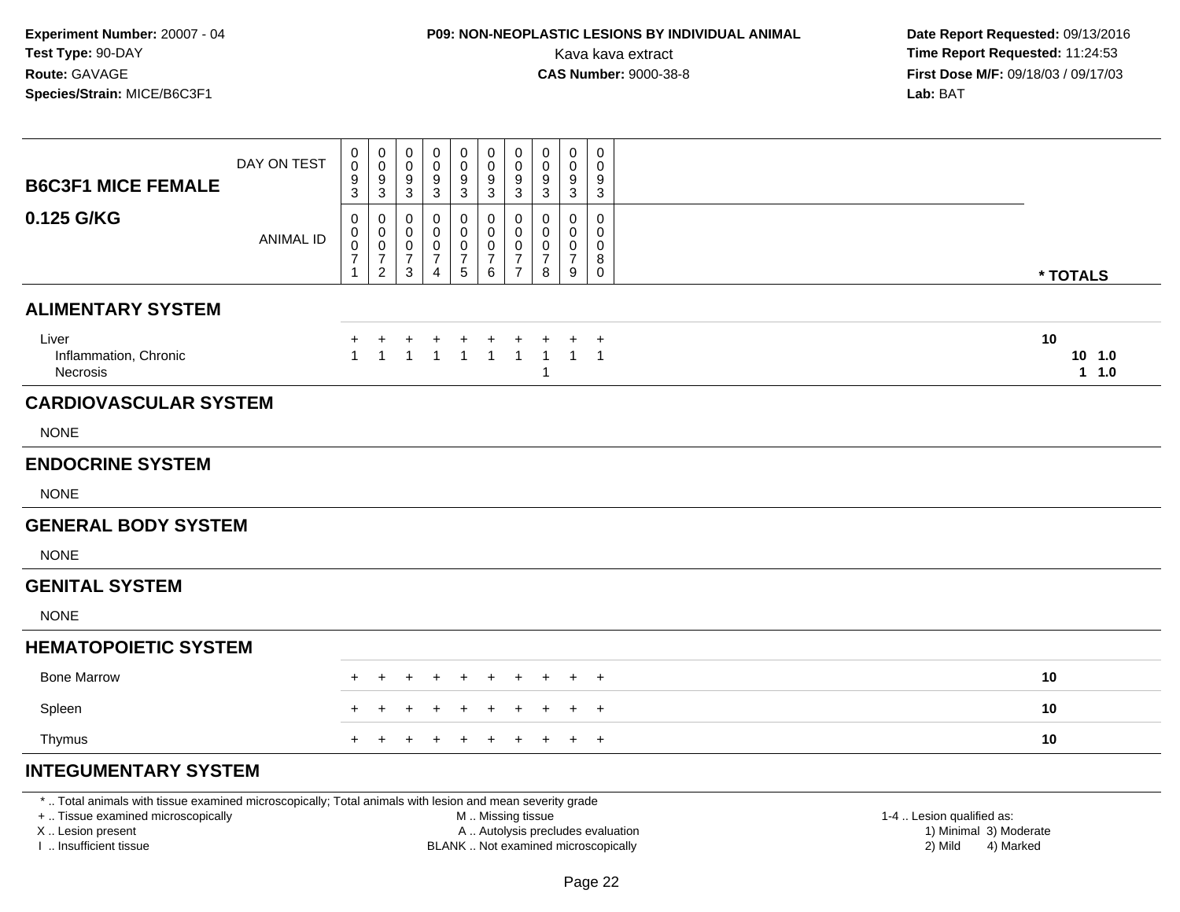**Experiment Number:** 20007 - 04
**Test Type:** 90-DAY
**Route:** GAVAGE
**Species/Strain:** MICE/B6C3F1

**P09: NON-NEOPLASTIC LESIONS BY INDIVIDUAL ANIMAL**
Kava kava extract
**CAS Number:** 9000-38-8

**Date Report Requested:** 09/13/2016
**Time Report Requested:** 11:24:53
**First Dose M/F:** 09/18/03 / 09/17/03
**Lab:** BAT

| B6C3F1 MICE FEMALE 0.125 G/KG | | | | | | | | | | | |
|---|---|---|---|---|---|---|---|---|---|---|---|
| DAY ON TEST | 0093 | 0093 | 0093 | 0093 | 0093 | 0093 | 0093 | 0093 | 0093 | 0093 | |
| ANIMAL ID | 00071 | 00072 | 00073 | 00074 | 00075 | 00076 | 00077 | 00078 | 00079 | 00080 | * TOTALS |
| **ALIMENTARY SYSTEM** | | | | | | | | | | | |
| Liver | + | + | + | + | + | + | + | + | + | + | 10 |
| Inflammation, Chronic | 1 | 1 | 1 | 1 | 1 | 1 | 1 | 1 | 1 | 1 | 10 1.0 |
| Necrosis | | | | | | | | 1 | | | 1 1.0 |
| **CARDIOVASCULAR SYSTEM** | | | | | | | | | | | |
| NONE | | | | | | | | | | | |
| **ENDOCRINE SYSTEM** | | | | | | | | | | | |
| NONE | | | | | | | | | | | |
| **GENERAL BODY SYSTEM** | | | | | | | | | | | |
| NONE | | | | | | | | | | | |
| **GENITAL SYSTEM** | | | | | | | | | | | |
| NONE | | | | | | | | | | | |
| **HEMATOPOIETIC SYSTEM** | | | | | | | | | | | |
| Bone Marrow | + | + | + | + | + | + | + | + | + | + | 10 |
| Spleen | + | + | + | + | + | + | + | + | + | + | 10 |
| Thymus | + | + | + | + | + | + | + | + | + | + | 10 |
| **INTEGUMENTARY SYSTEM** | | | | | | | | | | | |

* .. Total animals with tissue examined microscopically; Total animals with lesion and mean severity grade
+ .. Tissue examined microscopically
X .. Lesion present
I .. Insufficient tissue

M .. Missing tissue
A .. Autolysis precludes evaluation
BLANK .. Not examined microscopically

1-4 .. Lesion qualified as:
1) Minimal 3) Moderate
2) Mild 4) Marked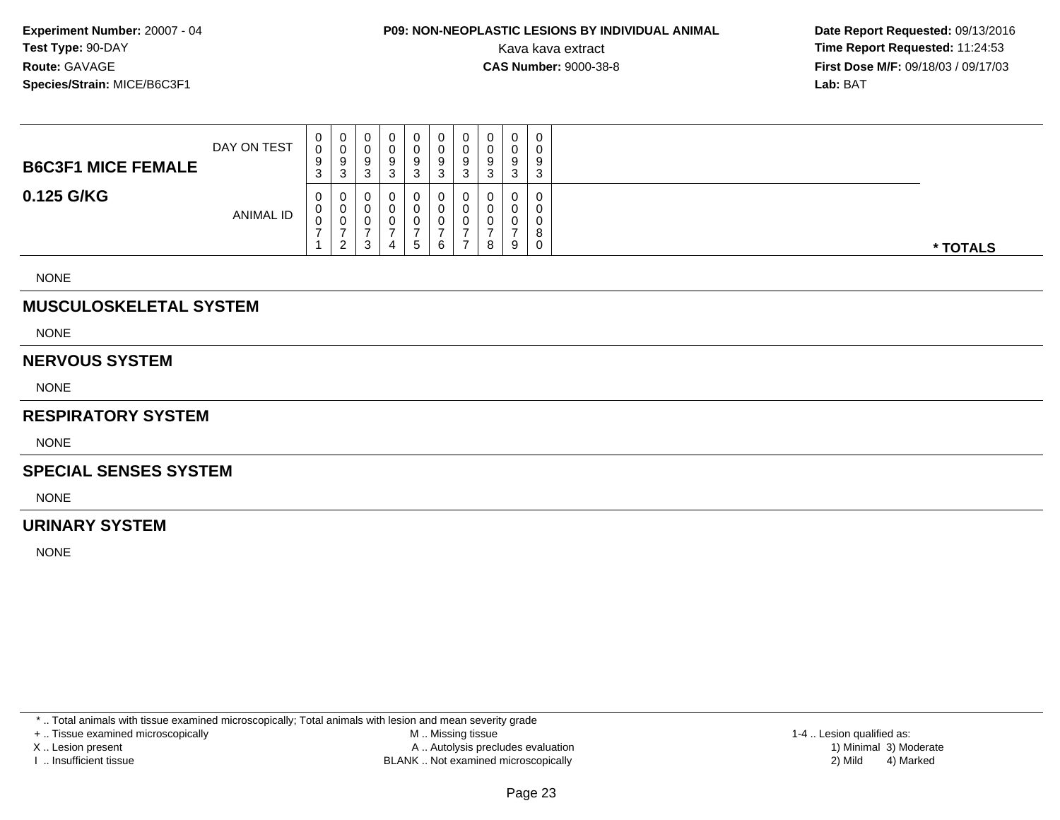**Experiment Number:** 20007 - 04
**Test Type:** 90-DAY
**Route:** GAVAGE
**Species/Strain:** MICE/B6C3F1

**P09: NON-NEOPLASTIC LESIONS BY INDIVIDUAL ANIMAL**
Kava kava extract
**CAS Number:** 9000-38-8

**Date Report Requested:** 09/13/2016
**Time Report Requested:** 11:24:53
**First Dose M/F:** 09/18/03 / 09/17/03
**Lab:** BAT

| **B6C3F1 MICE FEMALE** <br> **0.125 G/KG** | | | | | | | | | | | |
|---|---|---|---|---|---|---|---|---|---|---|---|
| DAY ON TEST | 0093 | 0093 | 0093 | 0093 | 0093 | 0093 | 0093 | 0093 | 0093 | 0093 | |
| ANIMAL ID | 00071 | 00072 | 00073 | 00074 | 00075 | 00076 | 00077 | 00078 | 00079 | 00080 | **\* TOTALS** |

NONE

## MUSCULOSKELETAL SYSTEM

NONE

## NERVOUS SYSTEM

NONE

## RESPIRATORY SYSTEM

NONE

## SPECIAL SENSES SYSTEM

NONE

## URINARY SYSTEM

NONE

\* .. Total animals with tissue examined microscopically; Total animals with lesion and mean severity grade
+ .. Tissue examined microscopically
X .. Lesion present
I .. Insufficient tissue

M .. Missing tissue
A .. Autolysis precludes evaluation
BLANK .. Not examined microscopically

1-4 .. Lesion qualified as:
1) Minimal 3) Moderate
2) Mild 4) Marked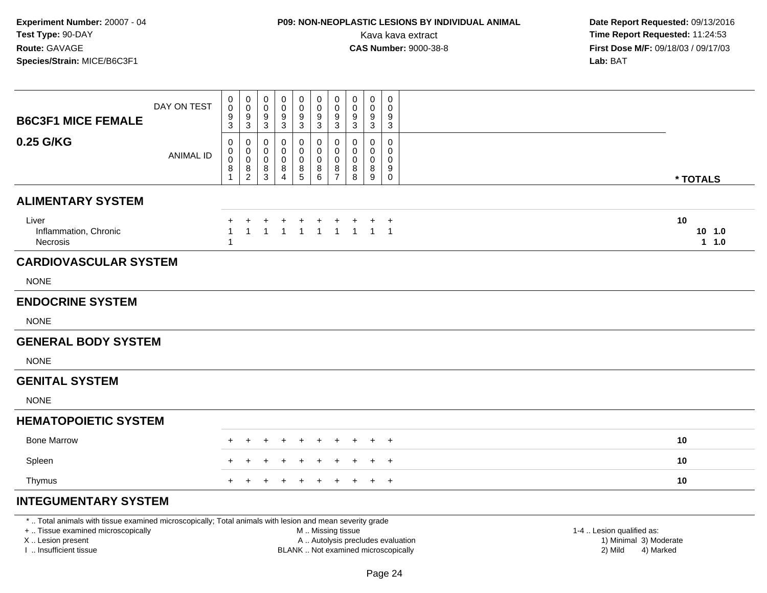**Experiment Number:** 20007 - 04
**Test Type:** 90-DAY
**Route:** GAVAGE
**Species/Strain:** MICE/B6C3F1

**P09: NON-NEOPLASTIC LESIONS BY INDIVIDUAL ANIMAL**
Kava kava extract
**CAS Number:** 9000-38-8

**Date Report Requested:** 09/13/2016
**Time Report Requested:** 11:24:53
**First Dose M/F:** 09/18/03 / 09/17/03
**Lab:** BAT

| B6C3F1 MICE FEMALE 0.25 G/KG | | | | | | | | | | | |
|---|---|---|---|---|---|---|---|---|---|---|---|
| DAY ON TEST | 0093 | 0093 | 0093 | 0093 | 0093 | 0093 | 0093 | 0093 | 0093 | 0093 | |
| ANIMAL ID | 00081 | 00082 | 00083 | 00084 | 00085 | 00086 | 00087 | 00088 | 00089 | 00090 | * TOTALS |
| **ALIMENTARY SYSTEM** | | | | | | | | | | | |
| Liver | + | + | + | + | + | + | + | + | + | + | 10 |
| Inflammation, Chronic | 1 | 1 | 1 | 1 | 1 | 1 | 1 | 1 | 1 | 1 | 10 1.0 |
| Necrosis | 1 | | | | | | | | | | 1 1.0 |
| **CARDIOVASCULAR SYSTEM** | | | | | | | | | | | |
| NONE | | | | | | | | | | | |
| **ENDOCRINE SYSTEM** | | | | | | | | | | | |
| NONE | | | | | | | | | | | |
| **GENERAL BODY SYSTEM** | | | | | | | | | | | |
| NONE | | | | | | | | | | | |
| **GENITAL SYSTEM** | | | | | | | | | | | |
| NONE | | | | | | | | | | | |
| **HEMATOPOIETIC SYSTEM** | | | | | | | | | | | |
| Bone Marrow | + | + | + | + | + | + | + | + | + | + | 10 |
| Spleen | + | + | + | + | + | + | + | + | + | + | 10 |
| Thymus | + | + | + | + | + | + | + | + | + | + | 10 |
| **INTEGUMENTARY SYSTEM** | | | | | | | | | | | |

* .. Total animals with tissue examined microscopically; Total animals with lesion and mean severity grade
+ .. Tissue examined microscopically
X .. Lesion present
I .. Insufficient tissue

M .. Missing tissue
A .. Autolysis precludes evaluation
BLANK .. Not examined microscopically

1-4 .. Lesion qualified as:
1) Minimal 3) Moderate
2) Mild 4) Marked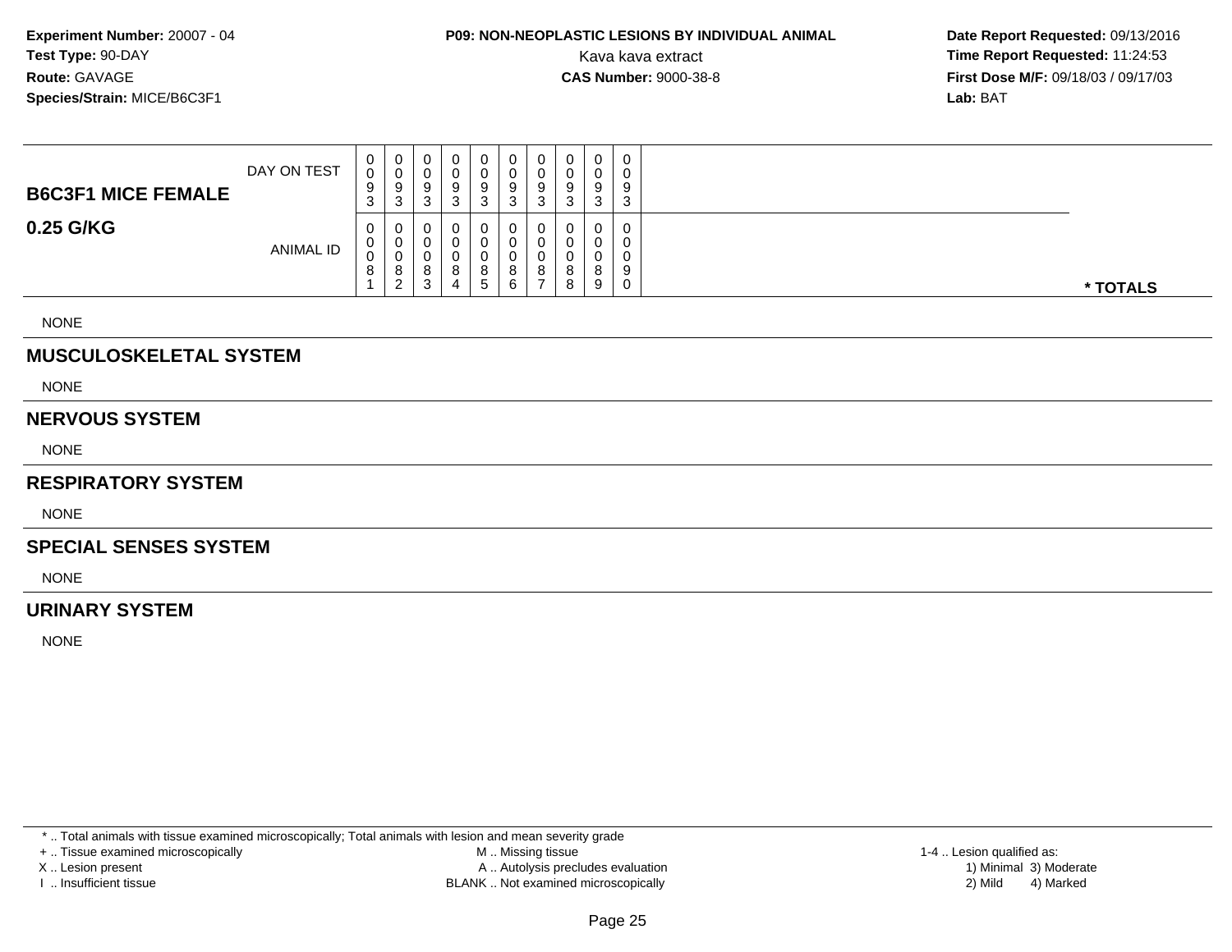**Experiment Number:** 20007 - 04
**Test Type:** 90-DAY
**Route:** GAVAGE
**Species/Strain:** MICE/B6C3F1

**P09: NON-NEOPLASTIC LESIONS BY INDIVIDUAL ANIMAL**
Kava kava extract
**CAS Number:** 9000-38-8

**Date Report Requested:** 09/13/2016
**Time Report Requested:** 11:24:53
**First Dose M/F:** 09/18/03 / 09/17/03
**Lab:** BAT

| **B6C3F1 MICE FEMALE** DAY ON TEST | 0093 | 0093 | 0093 | 0093 | 0093 | 0093 | 0093 | 0093 | 0093 | 0093 | |
|---|---|---|---|---|---|---|---|---|---|---|---|
| **0.25 G/KG** ANIMAL ID | 00081 | 00082 | 00083 | 00084 | 00085 | 00086 | 00087 | 00088 | 00089 | 00090 | **\* TOTALS** |

NONE

## MUSCULOSKELETAL SYSTEM

NONE

## NERVOUS SYSTEM

NONE

## RESPIRATORY SYSTEM

NONE

## SPECIAL SENSES SYSTEM

NONE

## URINARY SYSTEM

NONE

\* .. Total animals with tissue examined microscopically; Total animals with lesion and mean severity grade
+ .. Tissue examined microscopically
X .. Lesion present
I .. Insufficient tissue
M .. Missing tissue
A .. Autolysis precludes evaluation
BLANK .. Not examined microscopically
1-4 .. Lesion qualified as:
1) Minimal 3) Moderate
2) Mild 4) Marked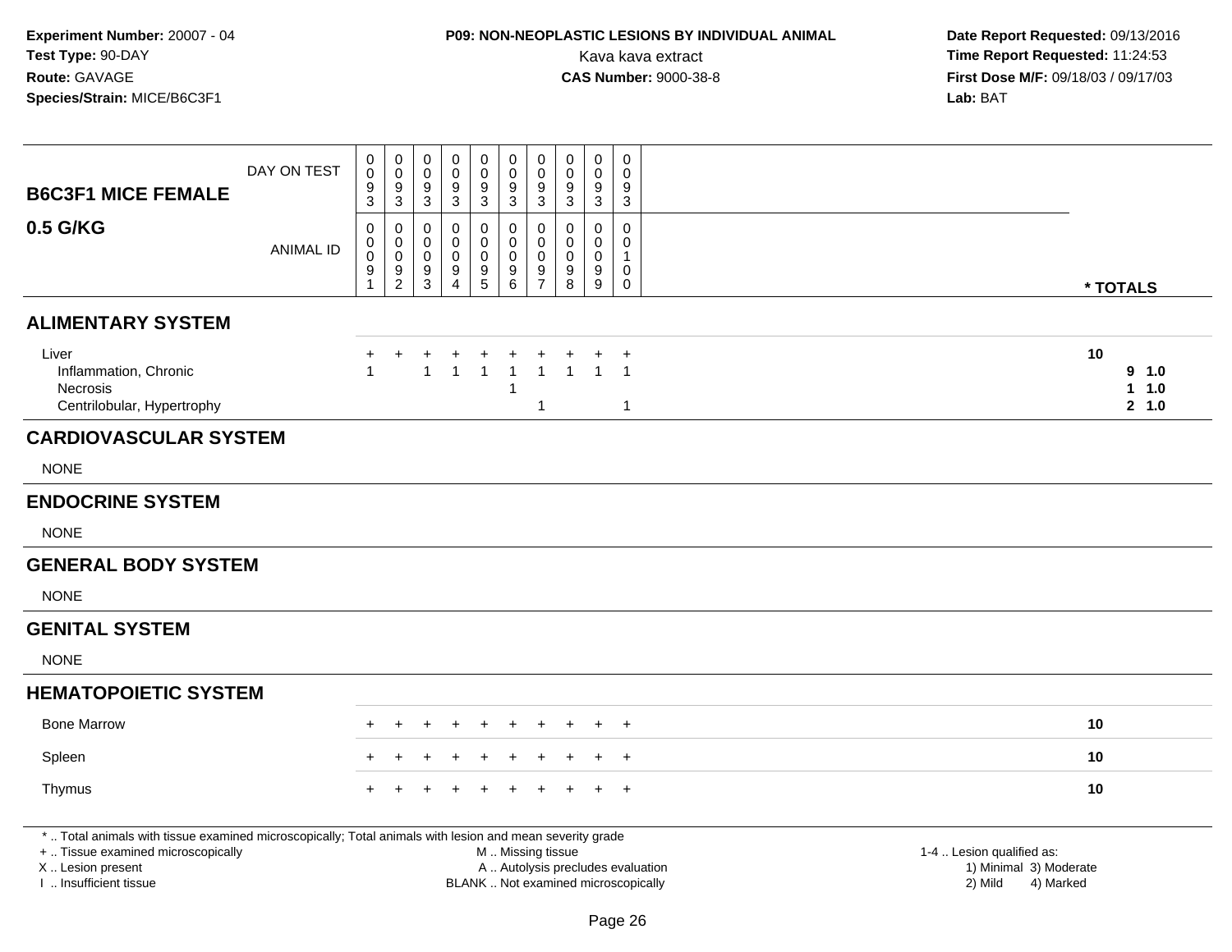**Experiment Number:** 20007 - 04
**Test Type:** 90-DAY
**Route:** GAVAGE
**Species/Strain:** MICE/B6C3F1

**P09: NON-NEOPLASTIC LESIONS BY INDIVIDUAL ANIMAL**
Kava kava extract
**CAS Number:** 9000-38-8

**Date Report Requested:** 09/13/2016
**Time Report Requested:** 11:24:53
**First Dose M/F:** 09/18/03 / 09/17/03
**Lab:** BAT

| B6C3F1 MICE FEMALE 0.5 G/KG | | | | | | | | | | | |
|---|---|---|---|---|---|---|---|---|---|---|---|
| DAY ON TEST | 0093 | 0093 | 0093 | 0093 | 0093 | 0093 | 0093 | 0093 | 0093 | 0093 | |
| ANIMAL ID | 00091 | 00092 | 00093 | 00094 | 00095 | 00096 | 00097 | 00098 | 00099 | 00100 | * TOTALS |
| **ALIMENTARY SYSTEM** | | | | | | | | | | | |
| Liver | + | + | + | + | + | + | + | + | + | + | 10 |
| Inflammation, Chronic | 1 | | 1 | 1 | 1 | 1 | 1 | 1 | 1 | 1 | 9 1.0 |
| Necrosis | | | | | | 1 | | | | | 1 1.0 |
| Centrilobular, Hypertrophy | | | | | | | 1 | | | 1 | 2 1.0 |
| **CARDIOVASCULAR SYSTEM** | | | | | | | | | | | |
| NONE | | | | | | | | | | | |
| **ENDOCRINE SYSTEM** | | | | | | | | | | | |
| NONE | | | | | | | | | | | |
| **GENERAL BODY SYSTEM** | | | | | | | | | | | |
| NONE | | | | | | | | | | | |
| **GENITAL SYSTEM** | | | | | | | | | | | |
| NONE | | | | | | | | | | | |
| **HEMATOPOIETIC SYSTEM** | | | | | | | | | | | |
| Bone Marrow | + | + | + | + | + | + | + | + | + | + | 10 |
| Spleen | + | + | + | + | + | + | + | + | + | + | 10 |
| Thymus | + | + | + | + | + | + | + | + | + | + | 10 |

* .. Total animals with tissue examined microscopically; Total animals with lesion and mean severity grade
+ .. Tissue examined microscopically
X .. Lesion present
I .. Insufficient tissue

M .. Missing tissue
A .. Autolysis precludes evaluation
BLANK .. Not examined microscopically

1-4 .. Lesion qualified as:
1) Minimal 3) Moderate
2) Mild 4) Marked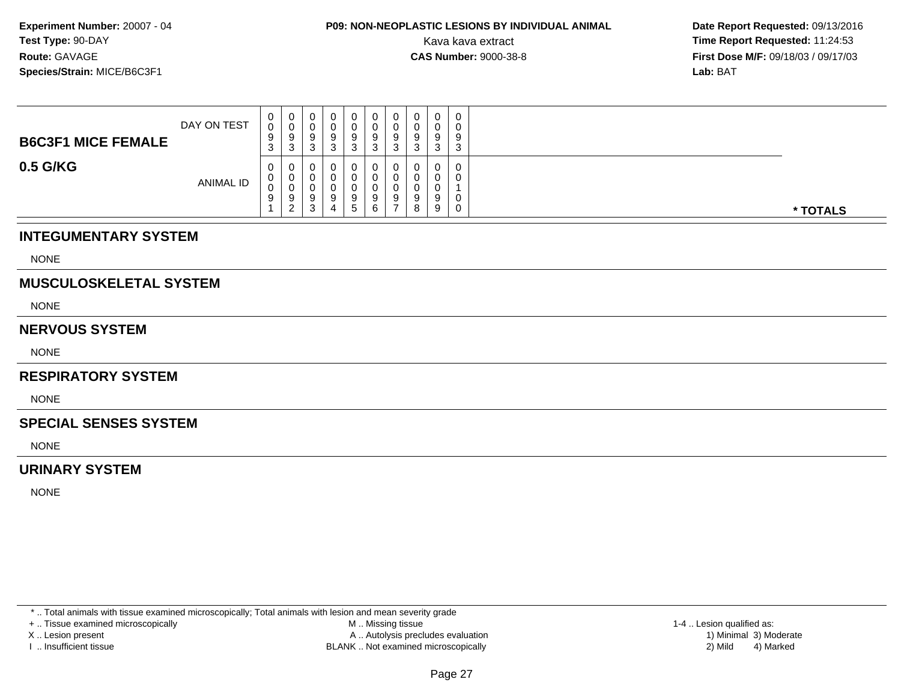**Experiment Number:** 20007 - 04
**Test Type:** 90-DAY
**Route:** GAVAGE
**Species/Strain:** MICE/B6C3F1

**P09: NON-NEOPLASTIC LESIONS BY INDIVIDUAL ANIMAL**
Kava kava extract
**CAS Number:** 9000-38-8

**Date Report Requested:** 09/13/2016
**Time Report Requested:** 11:24:53
**First Dose M/F:** 09/18/03 / 09/17/03
**Lab:** BAT

| **B6C3F1 MICE FEMALE** DAY ON TEST | 0093 | 0093 | 0093 | 0093 | 0093 | 0093 | 0093 | 0093 | 0093 | 0093 | |
|---|---|---|---|---|---|---|---|---|---|---|---|
| **0.5 G/KG** ANIMAL ID | 00091 | 00092 | 00093 | 00094 | 00095 | 00096 | 00097 | 00098 | 00099 | 00100 | *** TOTALS** |

## INTEGUMENTARY SYSTEM

NONE

## MUSCULOSKELETAL SYSTEM

NONE

## NERVOUS SYSTEM

NONE

## RESPIRATORY SYSTEM

NONE

## SPECIAL SENSES SYSTEM

NONE

## URINARY SYSTEM

NONE

* .. Total animals with tissue examined microscopically; Total animals with lesion and mean severity grade
+ .. Tissue examined microscopically
X .. Lesion present
I .. Insufficient tissue

M .. Missing tissue
A .. Autolysis precludes evaluation
BLANK .. Not examined microscopically

1-4 .. Lesion qualified as:
1) Minimal 3) Moderate
2) Mild 4) Marked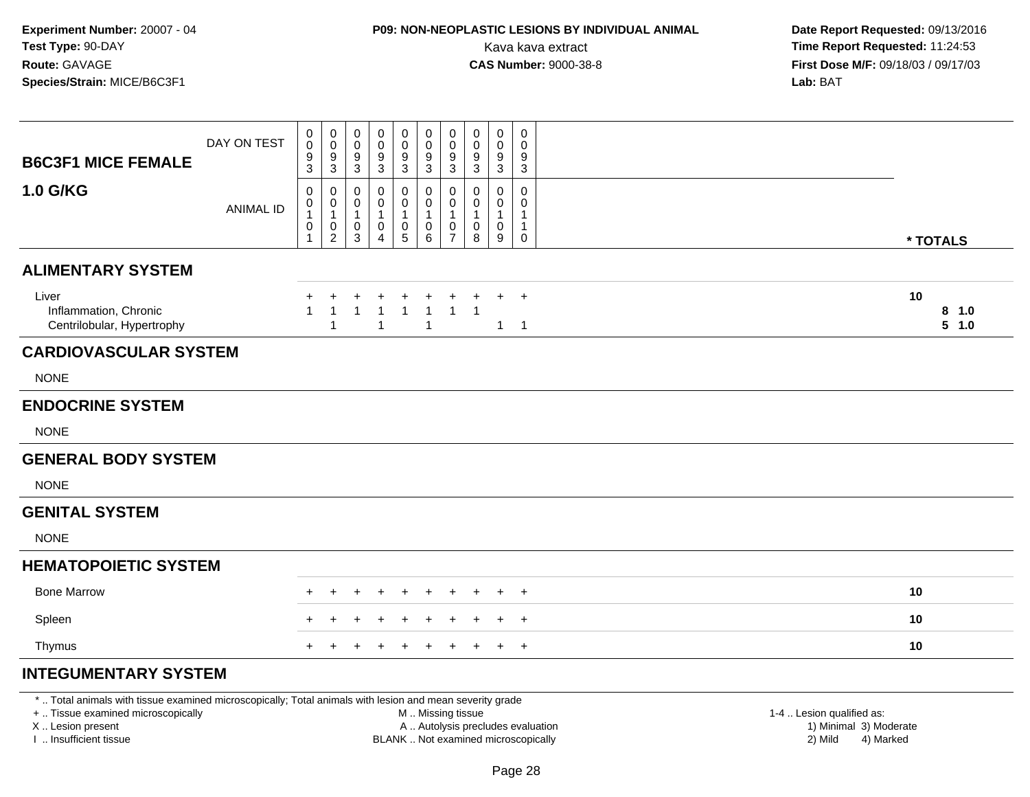**Experiment Number:** 20007 - 04
**Test Type:** 90-DAY
**Route:** GAVAGE
**Species/Strain:** MICE/B6C3F1

**P09: NON-NEOPLASTIC LESIONS BY INDIVIDUAL ANIMAL**
Kava kava extract
**CAS Number:** 9000-38-8

**Date Report Requested:** 09/13/2016
**Time Report Requested:** 11:24:53
**First Dose M/F:** 09/18/03 / 09/17/03
**Lab:** BAT

| **B6C3F1 MICE FEMALE 1.0 G/KG** | | | | | | | | | | | |
|---|---|---|---|---|---|---|---|---|---|---|---|
| DAY ON TEST | 0093 | 0093 | 0093 | 0093 | 0093 | 0093 | 0093 | 0093 | 0093 | 0093 | |
| ANIMAL ID | 00101 | 00102 | 00103 | 00104 | 00105 | 00106 | 00107 | 00108 | 00109 | 00110 | * TOTALS |
| **ALIMENTARY SYSTEM** | | | | | | | | | | | |
| Liver | + | + | + | + | + | + | + | + | + | + | 10 |
| Inflammation, Chronic | 1 | 1 | 1 | 1 | 1 | 1 | 1 | 1 | | | 8 1.0 |
| Centrilobular, Hypertrophy | | 1 | | 1 | | 1 | | | 1 | 1 | 5 1.0 |
| **CARDIOVASCULAR SYSTEM** | | | | | | | | | | | |
| NONE | | | | | | | | | | | |
| **ENDOCRINE SYSTEM** | | | | | | | | | | | |
| NONE | | | | | | | | | | | |
| **GENERAL BODY SYSTEM** | | | | | | | | | | | |
| NONE | | | | | | | | | | | |
| **GENITAL SYSTEM** | | | | | | | | | | | |
| NONE | | | | | | | | | | | |
| **HEMATOPOIETIC SYSTEM** | | | | | | | | | | | |
| Bone Marrow | + | + | + | + | + | + | + | + | + | + | 10 |
| Spleen | + | + | + | + | + | + | + | + | + | + | 10 |
| Thymus | + | + | + | + | + | + | + | + | + | + | 10 |
| **INTEGUMENTARY SYSTEM** | | | | | | | | | | | |

* .. Total animals with tissue examined microscopically; Total animals with lesion and mean severity grade
+ .. Tissue examined microscopically
X .. Lesion present
I .. Insufficient tissue

M .. Missing tissue
A .. Autolysis precludes evaluation
BLANK .. Not examined microscopically

1-4 .. Lesion qualified as:
1) Minimal 3) Moderate
2) Mild 4) Marked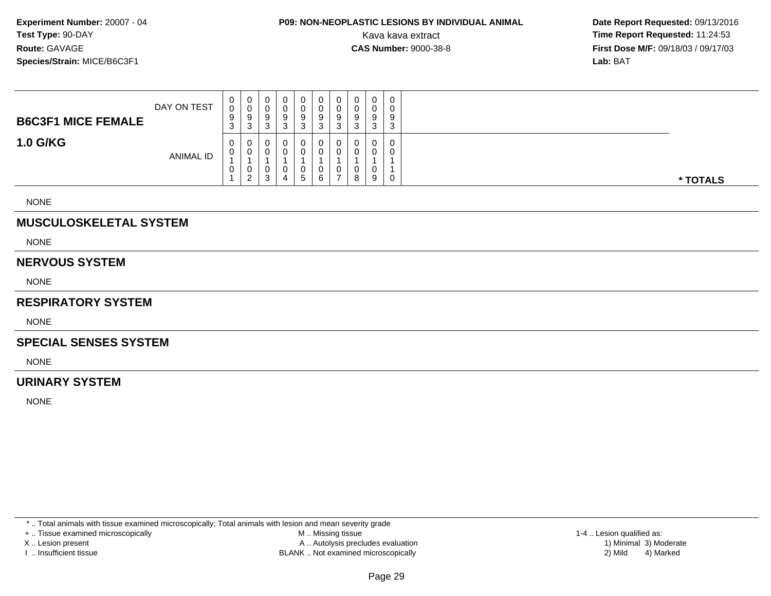**Experiment Number:** 20007 - 04
**Test Type:** 90-DAY
**Route:** GAVAGE
**Species/Strain:** MICE/B6C3F1

**P09: NON-NEOPLASTIC LESIONS BY INDIVIDUAL ANIMAL**
Kava kava extract
**CAS Number:** 9000-38-8

**Date Report Requested:** 09/13/2016
**Time Report Requested:** 11:24:53
**First Dose M/F:** 09/18/03 / 09/17/03
**Lab:** BAT

| **B6C3F1 MICE FEMALE** **1.0 G/KG** | | | | | | | | | | | |
|---|---|---|---|---|---|---|---|---|---|---|---|
| DAY ON TEST | 0093 | 0093 | 0093 | 0093 | 0093 | 0093 | 0093 | 0093 | 0093 | 0093 | |
| ANIMAL ID | 00101 | 00102 | 00103 | 00104 | 00105 | 00106 | 00107 | 00108 | 00109 | 00110 | *** TOTALS** |

NONE

## MUSCULOSKELETAL SYSTEM

NONE

## NERVOUS SYSTEM

NONE

## RESPIRATORY SYSTEM

NONE

## SPECIAL SENSES SYSTEM

NONE

## URINARY SYSTEM

NONE

* .. Total animals with tissue examined microscopically; Total animals with lesion and mean severity grade
+ .. Tissue examined microscopically
X .. Lesion present
I .. Insufficient tissue

M .. Missing tissue
A .. Autolysis precludes evaluation
BLANK .. Not examined microscopically

1-4 .. Lesion qualified as:
1) Minimal 3) Moderate
2) Mild 4) Marked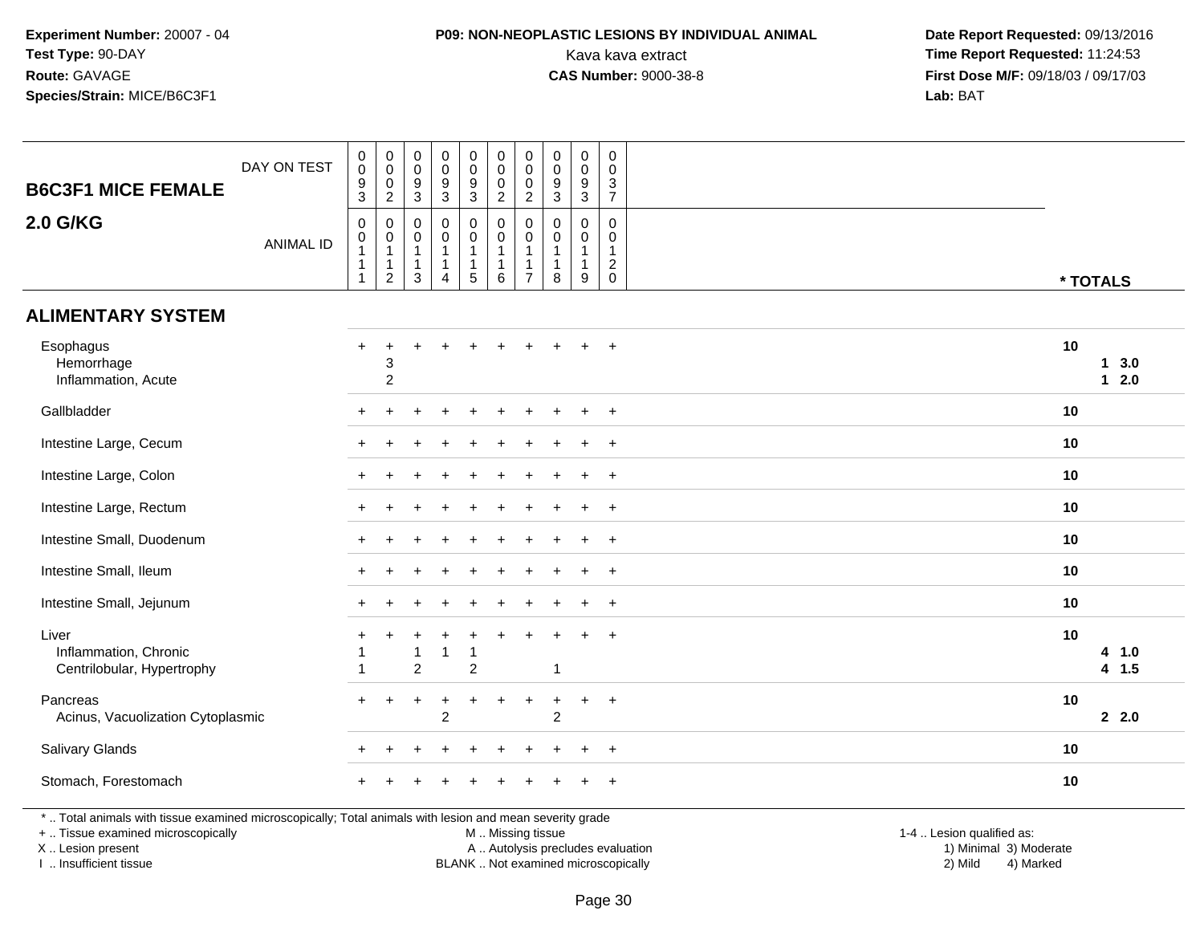**Experiment Number:** 20007 - 04
**Test Type:** 90-DAY
**Route:** GAVAGE
**Species/Strain:** MICE/B6C3F1

**P09: NON-NEOPLASTIC LESIONS BY INDIVIDUAL ANIMAL**
Kava kava extract
**CAS Number:** 9000-38-8

**Date Report Requested:** 09/13/2016
**Time Report Requested:** 11:24:53
**First Dose M/F:** 09/18/03 / 09/17/03
**Lab:** BAT

## B6C3F1 MICE FEMALE 2.0 G/KG

| DAY ON TEST | 0093 | 0002 | 0093 | 0093 | 0093 | 0002 | 0002 | 0093 | 0093 | 0037 | |
|---|---|---|---|---|---|---|---|---|---|---|---|
| ANIMAL ID | 00111 | 00112 | 00113 | 00114 | 00115 | 00116 | 00117 | 00118 | 00119 | 00120 | * TOTALS |
| **ALIMENTARY SYSTEM** | | | | | | | | | | | |
| Esophagus | + | + | + | + | + | + | + | + | + | + | 10 |
| Hemorrhage | | 3 | | | | | | | | | 1 3.0 |
| Inflammation, Acute | | 2 | | | | | | | | | 1 2.0 |
| Gallbladder | + | + | + | + | + | + | + | + | + | + | 10 |
| Intestine Large, Cecum | + | + | + | + | + | + | + | + | + | + | 10 |
| Intestine Large, Colon | + | + | + | + | + | + | + | + | + | + | 10 |
| Intestine Large, Rectum | + | + | + | + | + | + | + | + | + | + | 10 |
| Intestine Small, Duodenum | + | + | + | + | + | + | + | + | + | + | 10 |
| Intestine Small, Ileum | + | + | + | + | + | + | + | + | + | + | 10 |
| Intestine Small, Jejunum | + | + | + | + | + | + | + | + | + | + | 10 |
| Liver | + | + | + | + | + | + | + | + | + | + | 10 |
| Inflammation, Chronic | 1 | | 1 | 1 | 1 | | | | | | 4 1.0 |
| Centrilobular, Hypertrophy | 1 | | 2 | | 2 | | | 1 | | | 4 1.5 |
| Pancreas | + | + | + | + | + | + | + | + | + | + | 10 |
| Acinus, Vacuolization Cytoplasmic | | | | 2 | | | | 2 | | | 2 2.0 |
| Salivary Glands | + | + | + | + | + | + | + | + | + | + | 10 |
| Stomach, Forestomach | + | + | + | + | + | + | + | + | + | + | 10 |

* .. Total animals with tissue examined microscopically; Total animals with lesion and mean severity grade
+ .. Tissue examined microscopically
X .. Lesion present
I .. Insufficient tissue
M .. Missing tissue
A .. Autolysis precludes evaluation
BLANK .. Not examined microscopically
1-4 .. Lesion qualified as: 1) Minimal 2) Mild 3) Moderate 4) Marked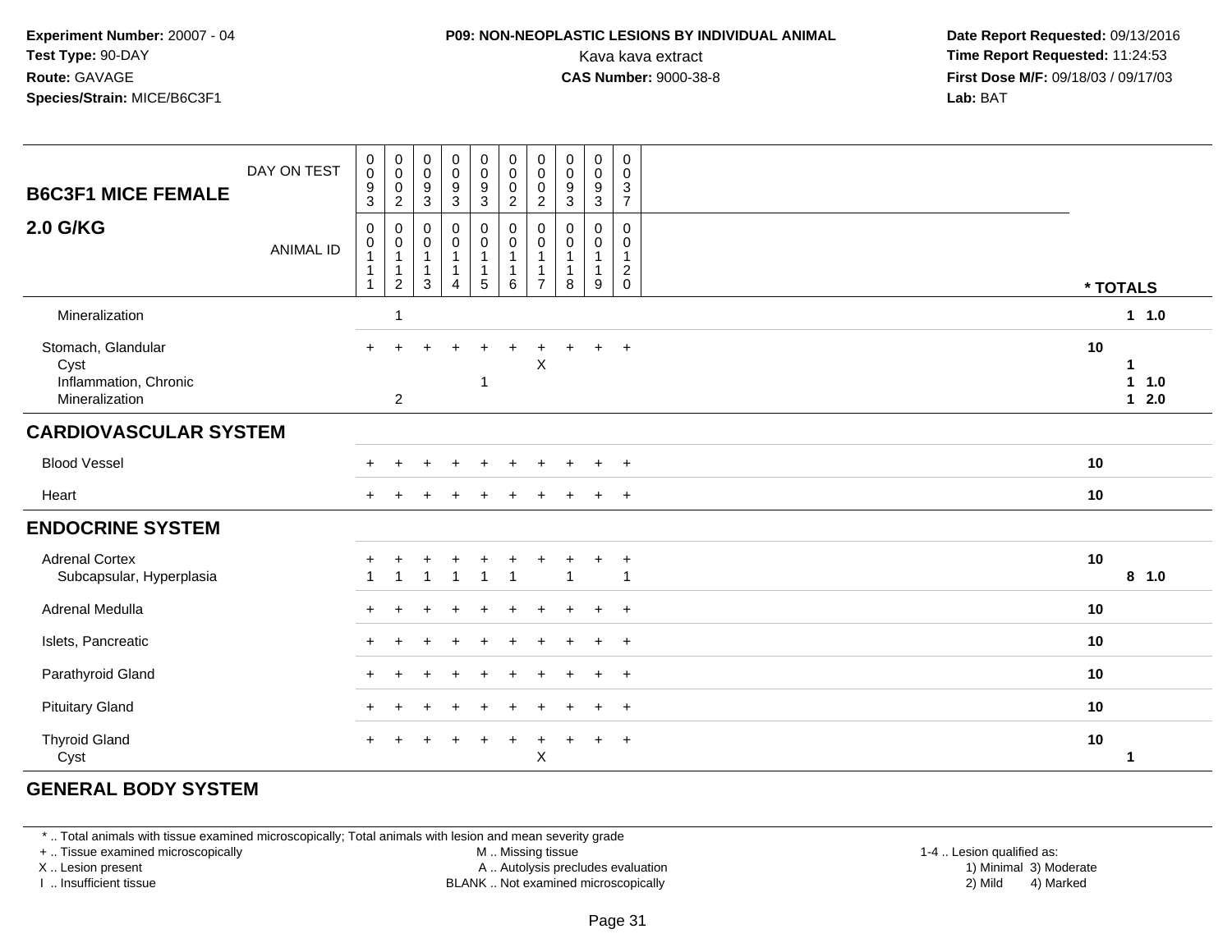**Experiment Number:** 20007 - 04
**Test Type:** 90-DAY
**Route:** GAVAGE
**Species/Strain:** MICE/B6C3F1

**P09: NON-NEOPLASTIC LESIONS BY INDIVIDUAL ANIMAL**
Kava kava extract
**CAS Number:** 9000-38-8

**Date Report Requested:** 09/13/2016
**Time Report Requested:** 11:24:53
**First Dose M/F:** 09/18/03 / 09/17/03
**Lab:** BAT

| B6C3F1 MICE FEMALE 2.0 G/KG | | | | | | | | | | | |
|---|---|---|---|---|---|---|---|---|---|---|---|
| DAY ON TEST | 0093 | 0002 | 0093 | 0093 | 0093 | 0002 | 0002 | 0093 | 0093 | 0037 | |
| ANIMAL ID | 00111 | 00112 | 00113 | 00114 | 00115 | 00116 | 00117 | 00118 | 00119 | 00120 | * TOTALS |
| Mineralization | | 1 | | | | | | | | | 1 1.0 |
| Stomach, Glandular | + | + | + | + | + | + | + | + | + | + | 10 |
| Cyst | | | | | | | X | | | | 1 |
| Inflammation, Chronic | | | | | 1 | | | | | | 1 1.0 |
| Mineralization | | 2 | | | | | | | | | 1 2.0 |
| **CARDIOVASCULAR SYSTEM** | | | | | | | | | | | |
| Blood Vessel | + | + | + | + | + | + | + | + | + | + | 10 |
| Heart | + | + | + | + | + | + | + | + | + | + | 10 |
| **ENDOCRINE SYSTEM** | | | | | | | | | | | |
| Adrenal Cortex | + | + | + | + | + | + | + | + | + | + | 10 |
| Subcapsular, Hyperplasia | 1 | 1 | 1 | 1 | 1 | 1 | | 1 | | 1 | 8 1.0 |
| Adrenal Medulla | + | + | + | + | + | + | + | + | + | + | 10 |
| Islets, Pancreatic | + | + | + | + | + | + | + | + | + | + | 10 |
| Parathyroid Gland | + | + | + | + | + | + | + | + | + | + | 10 |
| Pituitary Gland | + | + | + | + | + | + | + | + | + | + | 10 |
| Thyroid Gland | + | + | + | + | + | + | + | + | + | + | 10 |
| Cyst | | | | | | | X | | | | 1 |
| **GENERAL BODY SYSTEM** | | | | | | | | | | | |

* .. Total animals with tissue examined microscopically; Total animals with lesion and mean severity grade
+ .. Tissue examined microscopically
X .. Lesion present
I .. Insufficient tissue
M .. Missing tissue
A .. Autolysis precludes evaluation
BLANK .. Not examined microscopically
1-4 .. Lesion qualified as: 1) Minimal 2) Mild 3) Moderate 4) Marked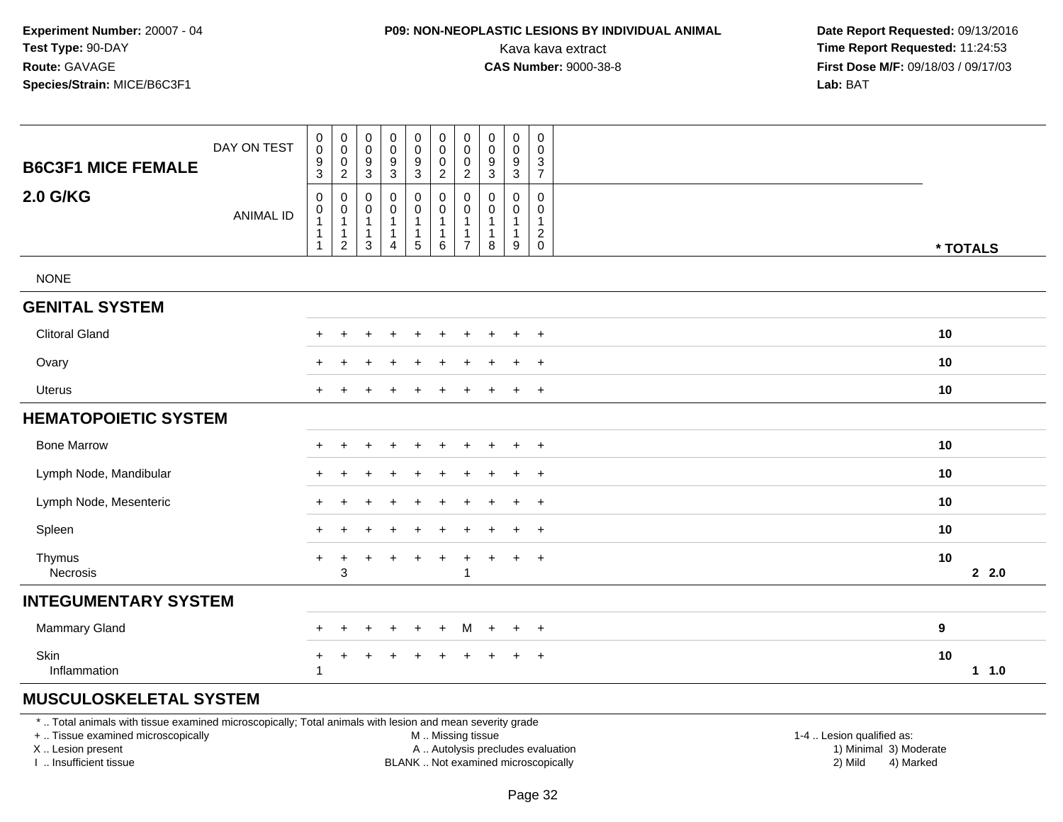**Experiment Number:** 20007 - 04
**Test Type:** 90-DAY
**Route:** GAVAGE
**Species/Strain:** MICE/B6C3F1

**P09: NON-NEOPLASTIC LESIONS BY INDIVIDUAL ANIMAL**
Kava kava extract
**CAS Number:** 9000-38-8

**Date Report Requested:** 09/13/2016
**Time Report Requested:** 11:24:53
**First Dose M/F:** 09/18/03 / 09/17/03
**Lab:** BAT

| B6C3F1 MICE FEMALE 2.0 G/KG | | | | | | | | | | | * TOTALS | |
|---|---|---|---|---|---|---|---|---|---|---|---|---|
| DAY ON TEST | 0093 | 0002 | 0093 | 0093 | 0093 | 0002 | 0002 | 0093 | 0093 | 0037 | | |
| ANIMAL ID | 00111 | 00112 | 00113 | 00114 | 00115 | 00116 | 00117 | 00118 | 00119 | 00120 | | |
| NONE | | | | | | | | | | | | |
| **GENITAL SYSTEM** | | | | | | | | | | | | |
| Clitoral Gland | + | + | + | + | + | + | + | + | + | + | 10 | |
| Ovary | + | + | + | + | + | + | + | + | + | + | 10 | |
| Uterus | + | + | + | + | + | + | + | + | + | + | 10 | |
| **HEMATOPOIETIC SYSTEM** | | | | | | | | | | | | |
| Bone Marrow | + | + | + | + | + | + | + | + | + | + | 10 | |
| Lymph Node, Mandibular | + | + | + | + | + | + | + | + | + | + | 10 | |
| Lymph Node, Mesenteric | + | + | + | + | + | + | + | + | + | + | 10 | |
| Spleen | + | + | + | + | + | + | + | + | + | + | 10 | |
| Thymus | + | + | + | + | + | + | + | + | + | + | 10 | |
| Necrosis | | 3 | | | | | 1 | | | | | 2 2.0 |
| **INTEGUMENTARY SYSTEM** | | | | | | | | | | | | |
| Mammary Gland | + | + | + | + | + | + | M | + | + | + | 9 | |
| Skin | + | + | + | + | + | + | + | + | + | + | 10 | |
| Inflammation | 1 | | | | | | | | | | | 1 1.0 |
| **MUSCULOSKELETAL SYSTEM** | | | | | | | | | | | | |

* .. Total animals with tissue examined microscopically; Total animals with lesion and mean severity grade
+ .. Tissue examined microscopically
X .. Lesion present
I .. Insufficient tissue

M .. Missing tissue
A .. Autolysis precludes evaluation
BLANK .. Not examined microscopically

1-4 .. Lesion qualified as:
1) Minimal 3) Moderate
2) Mild 4) Marked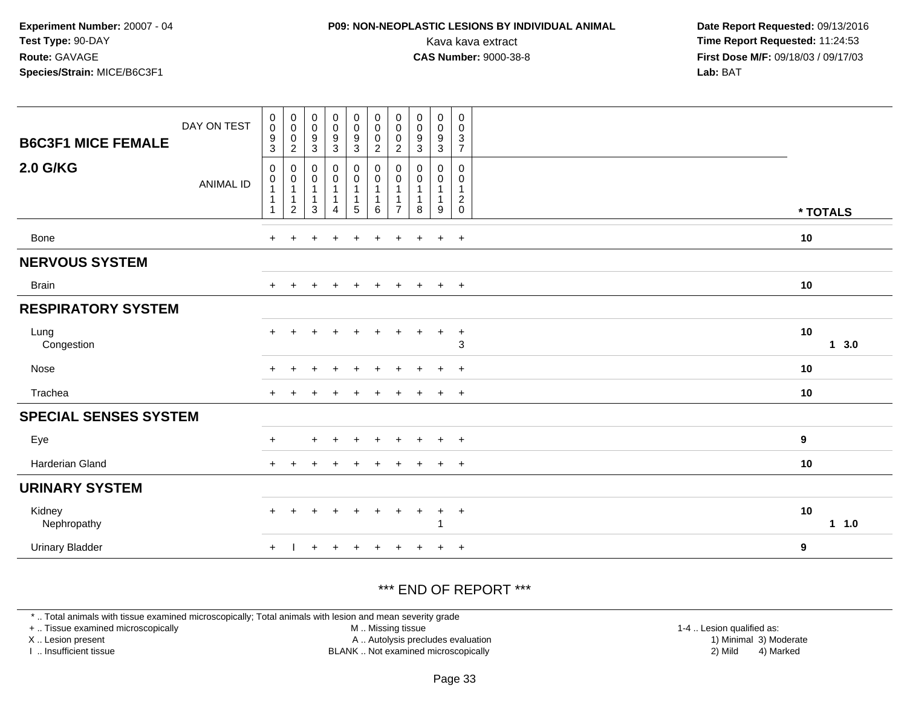**Experiment Number:** 20007 - 04
**Test Type:** 90-DAY
**Route:** GAVAGE
**Species/Strain:** MICE/B6C3F1

**P09: NON-NEOPLASTIC LESIONS BY INDIVIDUAL ANIMAL**
Kava kava extract
**CAS Number:** 9000-38-8

**Date Report Requested:** 09/13/2016
**Time Report Requested:** 11:24:53
**First Dose M/F:** 09/18/03 / 09/17/03
**Lab:** BAT

| **B6C3F1 MICE FEMALE** DAY ON TEST | 0093 | 0002 | 0093 | 0093 | 0093 | 0002 | 0002 | 0093 | 0093 | 0037 | |
|---|---|---|---|---|---|---|---|---|---|---|---|
| **2.0 G/KG** ANIMAL ID | 00111 | 00112 | 00113 | 00114 | 00115 | 00116 | 00117 | 00118 | 00119 | 00120 | *** TOTALS** |
| Bone | + | + | + | + | + | + | + | + | + | + | 10 |
| **NERVOUS SYSTEM** | | | | | | | | | | | |
| Brain | + | + | + | + | + | + | + | + | + | + | 10 |
| **RESPIRATORY SYSTEM** | | | | | | | | | | | |
| Lung | + | + | + | + | + | + | + | + | + | + | 10 |
| Congestion | | | | | | | | | | 3 | 1 3.0 |
| Nose | + | + | + | + | + | + | + | + | + | + | 10 |
| Trachea | + | + | + | + | + | + | + | + | + | + | 10 |
| **SPECIAL SENSES SYSTEM** | | | | | | | | | | | |
| Eye | + | | + | + | + | + | + | + | + | + | 9 |
| Harderian Gland | + | + | + | + | + | + | + | + | + | + | 10 |
| **URINARY SYSTEM** | | | | | | | | | | | |
| Kidney | + | + | + | + | + | + | + | + | + | + | 10 |
| Nephropathy | | | | | | | | | 1 | | 1 1.0 |
| Urinary Bladder | + | I | + | + | + | + | + | + | + | + | 9 |

*** END OF REPORT ***

* .. Total animals with tissue examined microscopically; Total animals with lesion and mean severity grade
+ .. Tissue examined microscopically
X .. Lesion present
I .. Insufficient tissue
M .. Missing tissue
A .. Autolysis precludes evaluation
BLANK .. Not examined microscopically
1-4 .. Lesion qualified as:
1) Minimal 3) Moderate
2) Mild 4) Marked